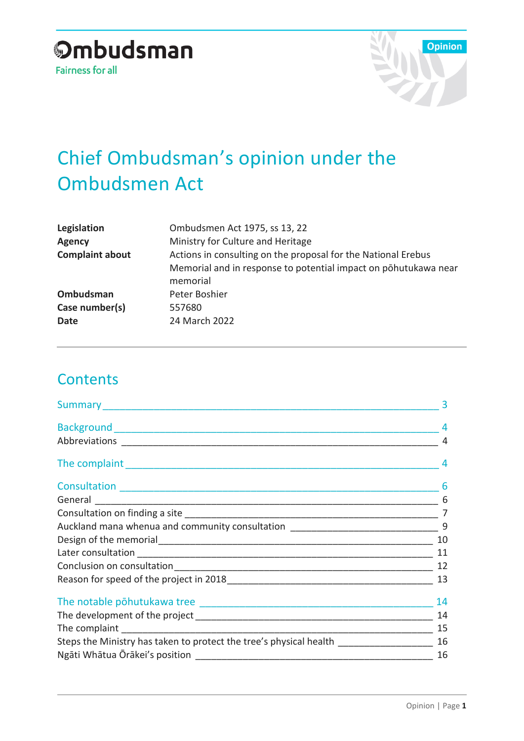Ombudsman

Fairness for all

Opinion

# Chief Ombudsman's opinion under the Ombudsmen Act

| | |
|---|---|
| **Legislation** | Ombudsmen Act 1975, ss 13, 22 |
| **Agency** | Ministry for Culture and Heritage |
| **Complaint about** | Actions in consulting on the proposal for the National Erebus Memorial and in response to potential impact on pōhutukawa near memorial |
| **Ombudsman** | Peter Boshier |
| **Case number(s)** | 557680 |
| **Date** | 24 March 2022 |

## Contents

Summary — 3

Background — 4
- Abbreviations — 4

The complaint — 4

Consultation — 6
- General — 6
- Consultation on finding a site — 7
- Auckland mana whenua and community consultation — 9
- Design of the memorial — 10
- Later consultation — 11
- Conclusion on consultation — 12
- Reason for speed of the project in 2018 — 13

The notable pōhutukawa tree — 14
- The development of the project — 14
- The complaint — 15
- Steps the Ministry has taken to protect the tree's physical health — 16
- Ngāti Whātua Ōrākei's position — 16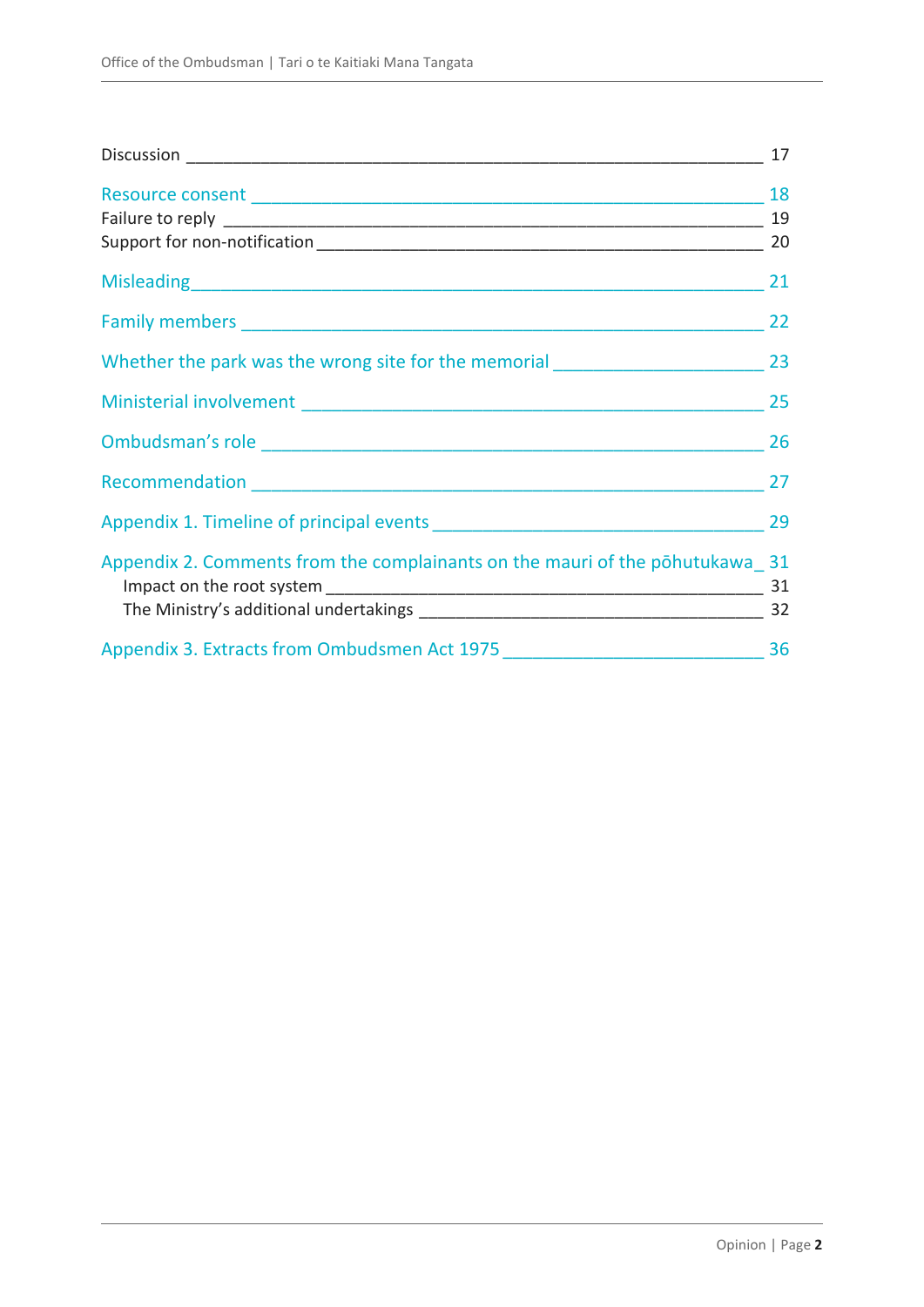Discussion 17

Resource consent 18

Failure to reply 19

Support for non-notification 20

Misleading 21

Family members 22

Whether the park was the wrong site for the memorial 23

Ministerial involvement 25

Ombudsman’s role 26

Recommendation 27

Appendix 1. Timeline of principal events 29

Appendix 2. Comments from the complainants on the mauri of the pōhutukawa 31

- Impact on the root system 31
- The Ministry’s additional undertakings 32

Appendix 3. Extracts from Ombudsmen Act 1975 36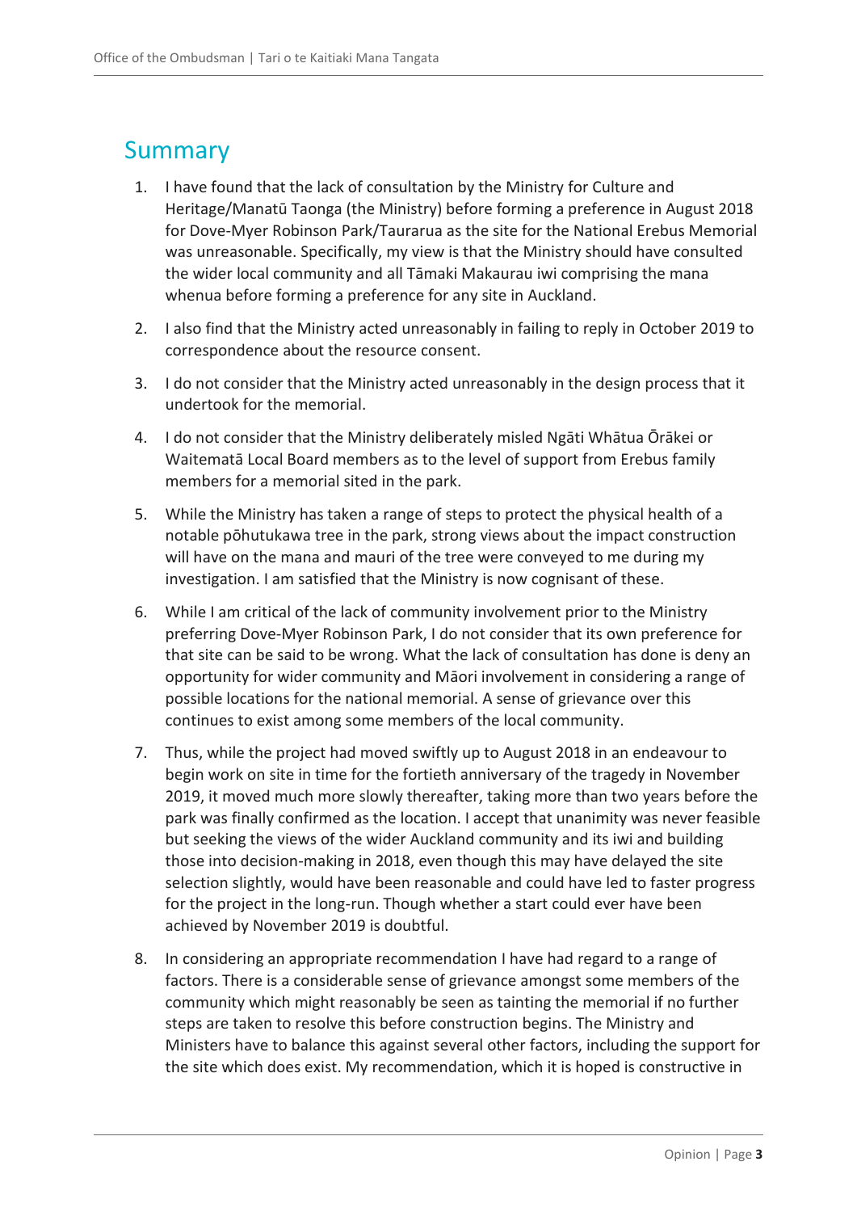## Summary

1. I have found that the lack of consultation by the Ministry for Culture and Heritage/Manatū Taonga (the Ministry) before forming a preference in August 2018 for Dove-Myer Robinson Park/Taurarua as the site for the National Erebus Memorial was unreasonable. Specifically, my view is that the Ministry should have consulted the wider local community and all Tāmaki Makaurau iwi comprising the mana whenua before forming a preference for any site in Auckland.
2. I also find that the Ministry acted unreasonably in failing to reply in October 2019 to correspondence about the resource consent.
3. I do not consider that the Ministry acted unreasonably in the design process that it undertook for the memorial.
4. I do not consider that the Ministry deliberately misled Ngāti Whātua Ōrākei or Waitematā Local Board members as to the level of support from Erebus family members for a memorial sited in the park.
5. While the Ministry has taken a range of steps to protect the physical health of a notable pōhutukawa tree in the park, strong views about the impact construction will have on the mana and mauri of the tree were conveyed to me during my investigation. I am satisfied that the Ministry is now cognisant of these.
6. While I am critical of the lack of community involvement prior to the Ministry preferring Dove-Myer Robinson Park, I do not consider that its own preference for that site can be said to be wrong. What the lack of consultation has done is deny an opportunity for wider community and Māori involvement in considering a range of possible locations for the national memorial. A sense of grievance over this continues to exist among some members of the local community.
7. Thus, while the project had moved swiftly up to August 2018 in an endeavour to begin work on site in time for the fortieth anniversary of the tragedy in November 2019, it moved much more slowly thereafter, taking more than two years before the park was finally confirmed as the location. I accept that unanimity was never feasible but seeking the views of the wider Auckland community and its iwi and building those into decision-making in 2018, even though this may have delayed the site selection slightly, would have been reasonable and could have led to faster progress for the project in the long-run. Though whether a start could ever have been achieved by November 2019 is doubtful.
8. In considering an appropriate recommendation I have had regard to a range of factors. There is a considerable sense of grievance amongst some members of the community which might reasonably be seen as tainting the memorial if no further steps are taken to resolve this before construction begins. The Ministry and Ministers have to balance this against several other factors, including the support for the site which does exist. My recommendation, which it is hoped is constructive in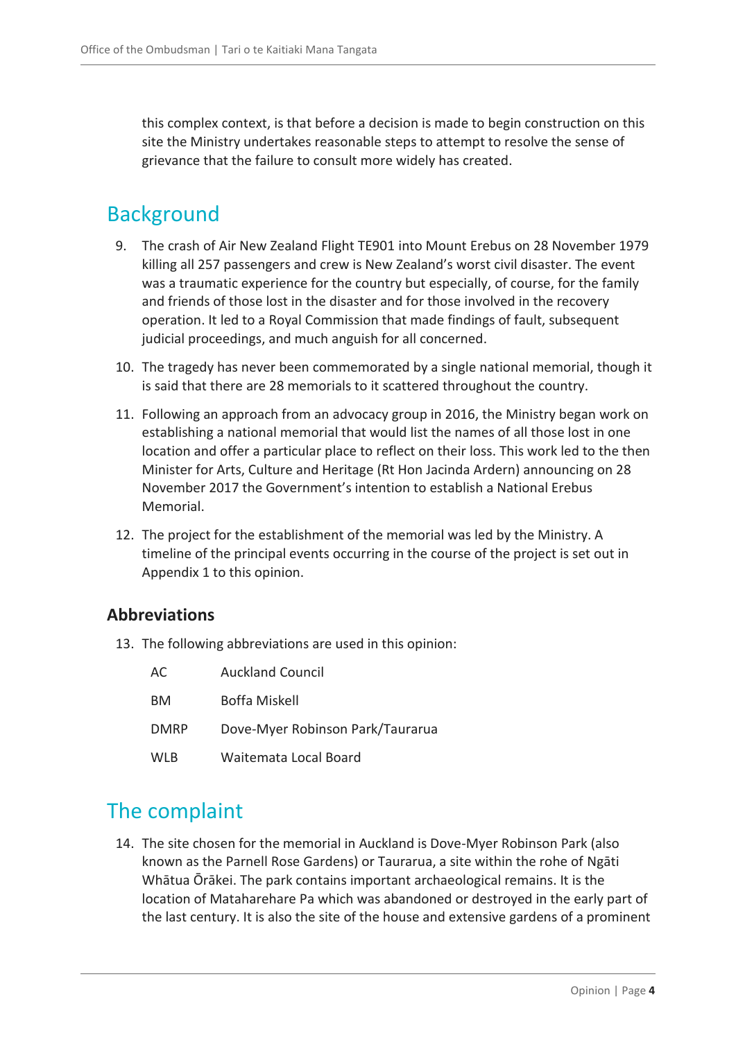this complex context, is that before a decision is made to begin construction on this site the Ministry undertakes reasonable steps to attempt to resolve the sense of grievance that the failure to consult more widely has created.

## Background

9. The crash of Air New Zealand Flight TE901 into Mount Erebus on 28 November 1979 killing all 257 passengers and crew is New Zealand's worst civil disaster. The event was a traumatic experience for the country but especially, of course, for the family and friends of those lost in the disaster and for those involved in the recovery operation. It led to a Royal Commission that made findings of fault, subsequent judicial proceedings, and much anguish for all concerned.

10. The tragedy has never been commemorated by a single national memorial, though it is said that there are 28 memorials to it scattered throughout the country.

11. Following an approach from an advocacy group in 2016, the Ministry began work on establishing a national memorial that would list the names of all those lost in one location and offer a particular place to reflect on their loss. This work led to the then Minister for Arts, Culture and Heritage (Rt Hon Jacinda Ardern) announcing on 28 November 2017 the Government's intention to establish a National Erebus Memorial.

12. The project for the establishment of the memorial was led by the Ministry. A timeline of the principal events occurring in the course of the project is set out in Appendix 1 to this opinion.

### Abbreviations

13. The following abbreviations are used in this opinion:

| | |
|---|---|
| AC | Auckland Council |
| BM | Boffa Miskell |
| DMRP | Dove-Myer Robinson Park/Taurarua |
| WLB | Waitemata Local Board |

## The complaint

14. The site chosen for the memorial in Auckland is Dove-Myer Robinson Park (also known as the Parnell Rose Gardens) or Taurarua, a site within the rohe of Ngāti Whātua Ōrākei. The park contains important archaeological remains. It is the location of Mataharehare Pa which was abandoned or destroyed in the early part of the last century. It is also the site of the house and extensive gardens of a prominent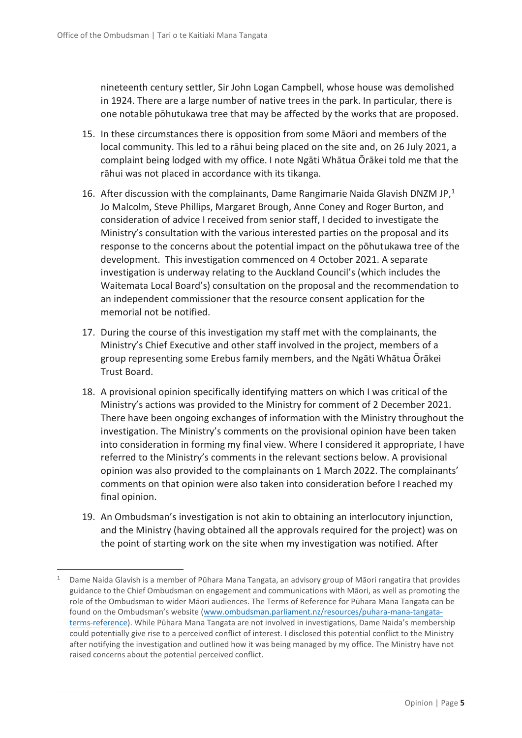nineteenth century settler, Sir John Logan Campbell, whose house was demolished in 1924. There are a large number of native trees in the park. In particular, there is one notable pōhutukawa tree that may be affected by the works that are proposed.

15. In these circumstances there is opposition from some Māori and members of the local community. This led to a rāhui being placed on the site and, on 26 July 2021, a complaint being lodged with my office. I note Ngāti Whātua Ōrākei told me that the rāhui was not placed in accordance with its tikanga.

16. After discussion with the complainants, Dame Rangimarie Naida Glavish DNZM JP,[1] Jo Malcolm, Steve Phillips, Margaret Brough, Anne Coney and Roger Burton, and consideration of advice I received from senior staff, I decided to investigate the Ministry's consultation with the various interested parties on the proposal and its response to the concerns about the potential impact on the pōhutukawa tree of the development. This investigation commenced on 4 October 2021. A separate investigation is underway relating to the Auckland Council's (which includes the Waitemata Local Board's) consultation on the proposal and the recommendation to an independent commissioner that the resource consent application for the memorial not be notified.

17. During the course of this investigation my staff met with the complainants, the Ministry's Chief Executive and other staff involved in the project, members of a group representing some Erebus family members, and the Ngāti Whātua Ōrākei Trust Board.

18. A provisional opinion specifically identifying matters on which I was critical of the Ministry's actions was provided to the Ministry for comment of 2 December 2021. There have been ongoing exchanges of information with the Ministry throughout the investigation. The Ministry's comments on the provisional opinion have been taken into consideration in forming my final view. Where I considered it appropriate, I have referred to the Ministry's comments in the relevant sections below. A provisional opinion was also provided to the complainants on 1 March 2022. The complainants' comments on that opinion were also taken into consideration before I reached my final opinion.

19. An Ombudsman's investigation is not akin to obtaining an interlocutory injunction, and the Ministry (having obtained all the approvals required for the project) was on the point of starting work on the site when my investigation was notified. After

---

[1] Dame Naida Glavish is a member of Pūhara Mana Tangata, an advisory group of Māori rangatira that provides guidance to the Chief Ombudsman on engagement and communications with Māori, as well as promoting the role of the Ombudsman to wider Māori audiences. The Terms of Reference for Pūhara Mana Tangata can be found on the Ombudsman's website (www.ombudsman.parliament.nz/resources/puhara-mana-tangata-terms-reference). While Pūhara Mana Tangata are not involved in investigations, Dame Naida's membership could potentially give rise to a perceived conflict of interest. I disclosed this potential conflict to the Ministry after notifying the investigation and outlined how it was being managed by my office. The Ministry have not raised concerns about the potential perceived conflict.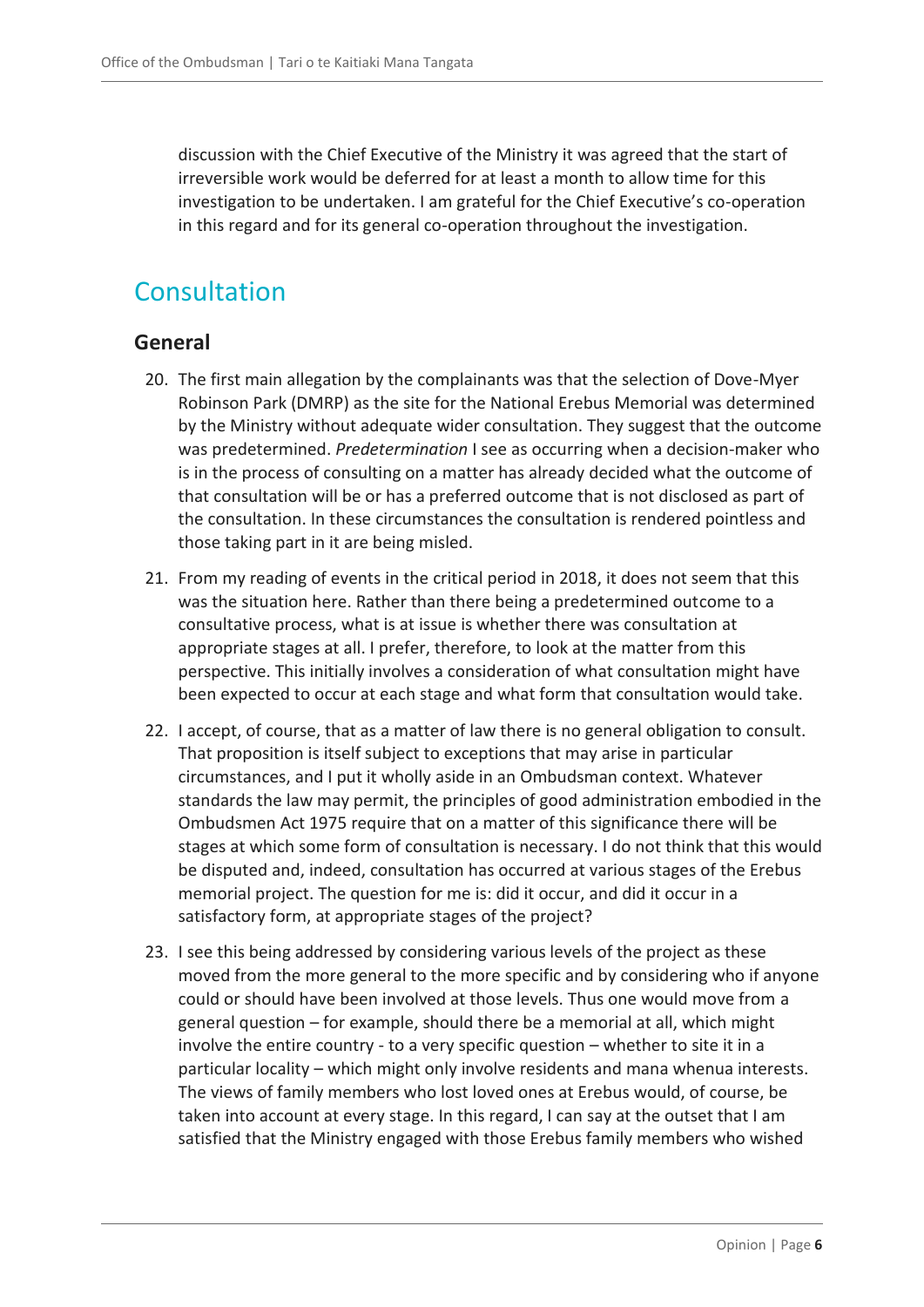discussion with the Chief Executive of the Ministry it was agreed that the start of irreversible work would be deferred for at least a month to allow time for this investigation to be undertaken. I am grateful for the Chief Executive's co-operation in this regard and for its general co-operation throughout the investigation.

## Consultation

### General

20. The first main allegation by the complainants was that the selection of Dove-Myer Robinson Park (DMRP) as the site for the National Erebus Memorial was determined by the Ministry without adequate wider consultation. They suggest that the outcome was predetermined. *Predetermination* I see as occurring when a decision-maker who is in the process of consulting on a matter has already decided what the outcome of that consultation will be or has a preferred outcome that is not disclosed as part of the consultation. In these circumstances the consultation is rendered pointless and those taking part in it are being misled.

21. From my reading of events in the critical period in 2018, it does not seem that this was the situation here. Rather than there being a predetermined outcome to a consultative process, what is at issue is whether there was consultation at appropriate stages at all. I prefer, therefore, to look at the matter from this perspective. This initially involves a consideration of what consultation might have been expected to occur at each stage and what form that consultation would take.

22. I accept, of course, that as a matter of law there is no general obligation to consult. That proposition is itself subject to exceptions that may arise in particular circumstances, and I put it wholly aside in an Ombudsman context. Whatever standards the law may permit, the principles of good administration embodied in the Ombudsmen Act 1975 require that on a matter of this significance there will be stages at which some form of consultation is necessary. I do not think that this would be disputed and, indeed, consultation has occurred at various stages of the Erebus memorial project. The question for me is: did it occur, and did it occur in a satisfactory form, at appropriate stages of the project?

23. I see this being addressed by considering various levels of the project as these moved from the more general to the more specific and by considering who if anyone could or should have been involved at those levels. Thus one would move from a general question – for example, should there be a memorial at all, which might involve the entire country - to a very specific question – whether to site it in a particular locality – which might only involve residents and mana whenua interests. The views of family members who lost loved ones at Erebus would, of course, be taken into account at every stage. In this regard, I can say at the outset that I am satisfied that the Ministry engaged with those Erebus family members who wished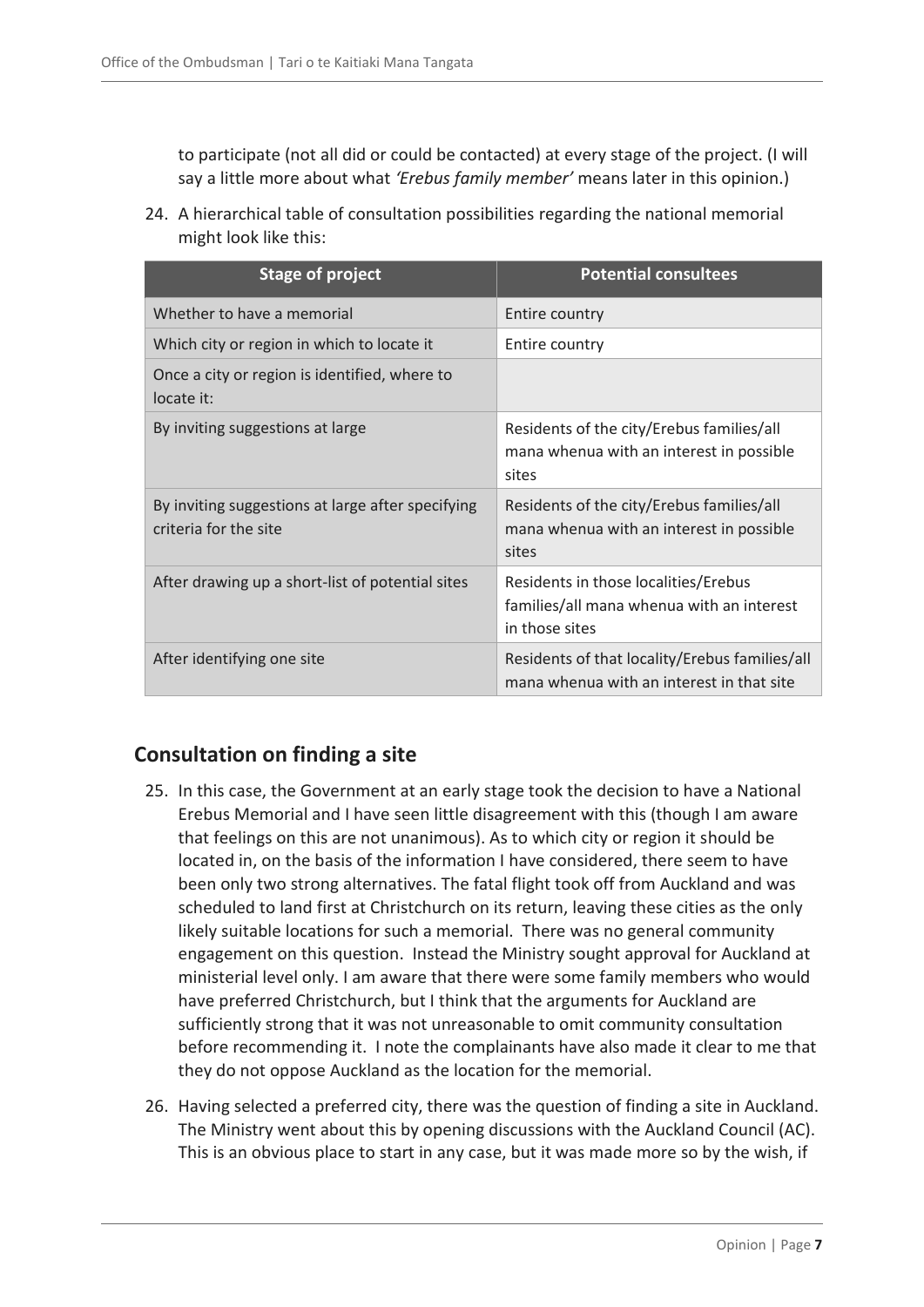to participate (not all did or could be contacted) at every stage of the project. (I will say a little more about what *'Erebus family member'* means later in this opinion.)

24. A hierarchical table of consultation possibilities regarding the national memorial might look like this:

| Stage of project | Potential consultees |
| --- | --- |
| Whether to have a memorial | Entire country |
| Which city or region in which to locate it | Entire country |
| Once a city or region is identified, where to locate it: | |
| By inviting suggestions at large | Residents of the city/Erebus families/all mana whenua with an interest in possible sites |
| By inviting suggestions at large after specifying criteria for the site | Residents of the city/Erebus families/all mana whenua with an interest in possible sites |
| After drawing up a short-list of potential sites | Residents in those localities/Erebus families/all mana whenua with an interest in those sites |
| After identifying one site | Residents of that locality/Erebus families/all mana whenua with an interest in that site |

## Consultation on finding a site

25. In this case, the Government at an early stage took the decision to have a National Erebus Memorial and I have seen little disagreement with this (though I am aware that feelings on this are not unanimous). As to which city or region it should be located in, on the basis of the information I have considered, there seem to have been only two strong alternatives. The fatal flight took off from Auckland and was scheduled to land first at Christchurch on its return, leaving these cities as the only likely suitable locations for such a memorial. There was no general community engagement on this question. Instead the Ministry sought approval for Auckland at ministerial level only. I am aware that there were some family members who would have preferred Christchurch, but I think that the arguments for Auckland are sufficiently strong that it was not unreasonable to omit community consultation before recommending it. I note the complainants have also made it clear to me that they do not oppose Auckland as the location for the memorial.

26. Having selected a preferred city, there was the question of finding a site in Auckland. The Ministry went about this by opening discussions with the Auckland Council (AC). This is an obvious place to start in any case, but it was made more so by the wish, if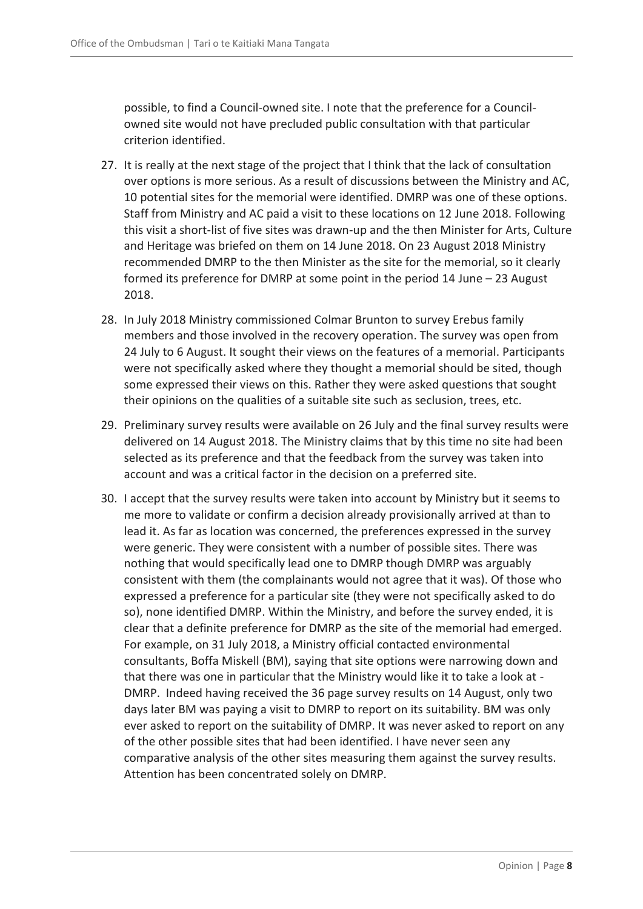possible, to find a Council-owned site. I note that the preference for a Council-owned site would not have precluded public consultation with that particular criterion identified.

27. It is really at the next stage of the project that I think that the lack of consultation over options is more serious. As a result of discussions between the Ministry and AC, 10 potential sites for the memorial were identified. DMRP was one of these options. Staff from Ministry and AC paid a visit to these locations on 12 June 2018. Following this visit a short-list of five sites was drawn-up and the then Minister for Arts, Culture and Heritage was briefed on them on 14 June 2018. On 23 August 2018 Ministry recommended DMRP to the then Minister as the site for the memorial, so it clearly formed its preference for DMRP at some point in the period 14 June – 23 August 2018.

28. In July 2018 Ministry commissioned Colmar Brunton to survey Erebus family members and those involved in the recovery operation. The survey was open from 24 July to 6 August. It sought their views on the features of a memorial. Participants were not specifically asked where they thought a memorial should be sited, though some expressed their views on this. Rather they were asked questions that sought their opinions on the qualities of a suitable site such as seclusion, trees, etc.

29. Preliminary survey results were available on 26 July and the final survey results were delivered on 14 August 2018. The Ministry claims that by this time no site had been selected as its preference and that the feedback from the survey was taken into account and was a critical factor in the decision on a preferred site.

30. I accept that the survey results were taken into account by Ministry but it seems to me more to validate or confirm a decision already provisionally arrived at than to lead it. As far as location was concerned, the preferences expressed in the survey were generic. They were consistent with a number of possible sites. There was nothing that would specifically lead one to DMRP though DMRP was arguably consistent with them (the complainants would not agree that it was). Of those who expressed a preference for a particular site (they were not specifically asked to do so), none identified DMRP. Within the Ministry, and before the survey ended, it is clear that a definite preference for DMRP as the site of the memorial had emerged. For example, on 31 July 2018, a Ministry official contacted environmental consultants, Boffa Miskell (BM), saying that site options were narrowing down and that there was one in particular that the Ministry would like it to take a look at - DMRP. Indeed having received the 36 page survey results on 14 August, only two days later BM was paying a visit to DMRP to report on its suitability. BM was only ever asked to report on the suitability of DMRP. It was never asked to report on any of the other possible sites that had been identified. I have never seen any comparative analysis of the other sites measuring them against the survey results. Attention has been concentrated solely on DMRP.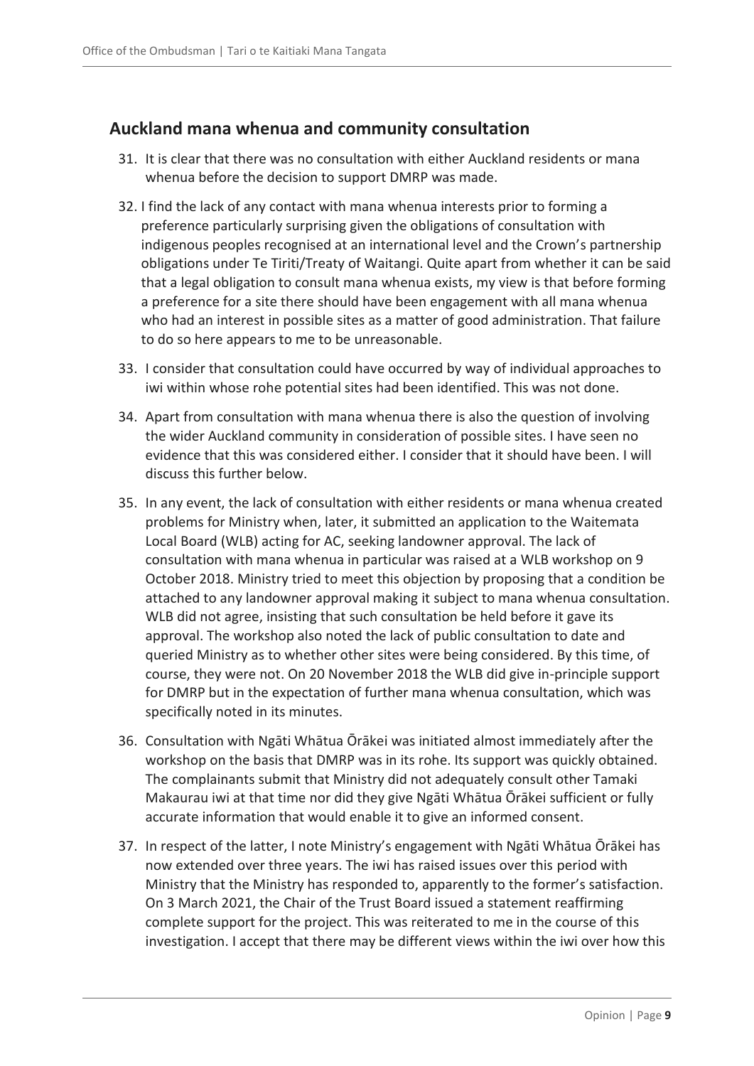## Auckland mana whenua and community consultation

31. It is clear that there was no consultation with either Auckland residents or mana whenua before the decision to support DMRP was made.

32. I find the lack of any contact with mana whenua interests prior to forming a preference particularly surprising given the obligations of consultation with indigenous peoples recognised at an international level and the Crown's partnership obligations under Te Tiriti/Treaty of Waitangi. Quite apart from whether it can be said that a legal obligation to consult mana whenua exists, my view is that before forming a preference for a site there should have been engagement with all mana whenua who had an interest in possible sites as a matter of good administration. That failure to do so here appears to me to be unreasonable.

33. I consider that consultation could have occurred by way of individual approaches to iwi within whose rohe potential sites had been identified. This was not done.

34. Apart from consultation with mana whenua there is also the question of involving the wider Auckland community in consideration of possible sites. I have seen no evidence that this was considered either. I consider that it should have been. I will discuss this further below.

35. In any event, the lack of consultation with either residents or mana whenua created problems for Ministry when, later, it submitted an application to the Waitemata Local Board (WLB) acting for AC, seeking landowner approval. The lack of consultation with mana whenua in particular was raised at a WLB workshop on 9 October 2018. Ministry tried to meet this objection by proposing that a condition be attached to any landowner approval making it subject to mana whenua consultation. WLB did not agree, insisting that such consultation be held before it gave its approval. The workshop also noted the lack of public consultation to date and queried Ministry as to whether other sites were being considered. By this time, of course, they were not. On 20 November 2018 the WLB did give in-principle support for DMRP but in the expectation of further mana whenua consultation, which was specifically noted in its minutes.

36. Consultation with Ngāti Whātua Ōrākei was initiated almost immediately after the workshop on the basis that DMRP was in its rohe. Its support was quickly obtained. The complainants submit that Ministry did not adequately consult other Tamaki Makaurau iwi at that time nor did they give Ngāti Whātua Ōrākei sufficient or fully accurate information that would enable it to give an informed consent.

37. In respect of the latter, I note Ministry's engagement with Ngāti Whātua Ōrākei has now extended over three years. The iwi has raised issues over this period with Ministry that the Ministry has responded to, apparently to the former's satisfaction. On 3 March 2021, the Chair of the Trust Board issued a statement reaffirming complete support for the project. This was reiterated to me in the course of this investigation. I accept that there may be different views within the iwi over how this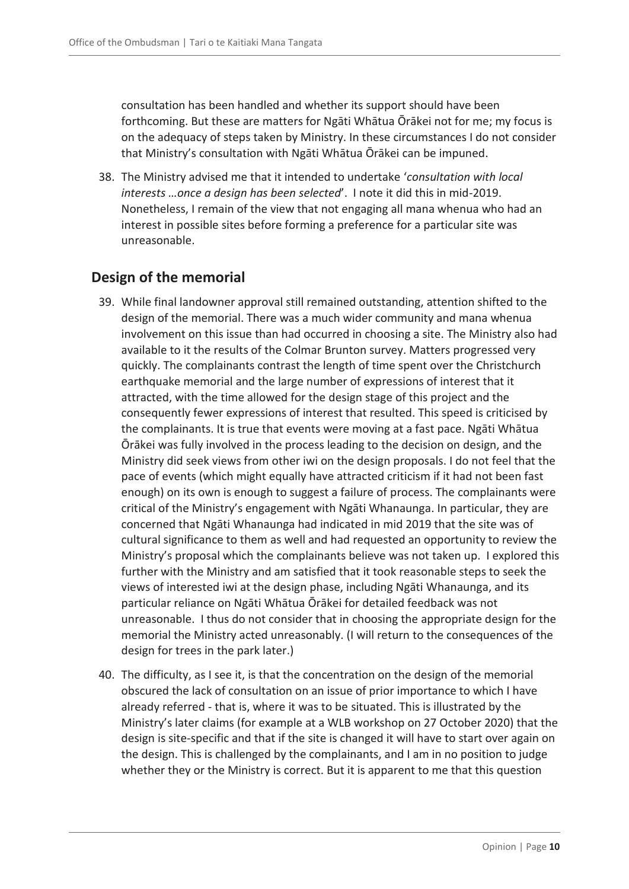consultation has been handled and whether its support should have been forthcoming. But these are matters for Ngāti Whātua Ōrākei not for me; my focus is on the adequacy of steps taken by Ministry. In these circumstances I do not consider that Ministry's consultation with Ngāti Whātua Ōrākei can be impuned.

38. The Ministry advised me that it intended to undertake '*consultation with local interests …once a design has been selected*'. I note it did this in mid-2019. Nonetheless, I remain of the view that not engaging all mana whenua who had an interest in possible sites before forming a preference for a particular site was unreasonable.

## Design of the memorial

39. While final landowner approval still remained outstanding, attention shifted to the design of the memorial. There was a much wider community and mana whenua involvement on this issue than had occurred in choosing a site. The Ministry also had available to it the results of the Colmar Brunton survey. Matters progressed very quickly. The complainants contrast the length of time spent over the Christchurch earthquake memorial and the large number of expressions of interest that it attracted, with the time allowed for the design stage of this project and the consequently fewer expressions of interest that resulted. This speed is criticised by the complainants. It is true that events were moving at a fast pace. Ngāti Whātua Ōrākei was fully involved in the process leading to the decision on design, and the Ministry did seek views from other iwi on the design proposals. I do not feel that the pace of events (which might equally have attracted criticism if it had not been fast enough) on its own is enough to suggest a failure of process. The complainants were critical of the Ministry's engagement with Ngāti Whanaunga. In particular, they are concerned that Ngāti Whanaunga had indicated in mid 2019 that the site was of cultural significance to them as well and had requested an opportunity to review the Ministry's proposal which the complainants believe was not taken up. I explored this further with the Ministry and am satisfied that it took reasonable steps to seek the views of interested iwi at the design phase, including Ngāti Whanaunga, and its particular reliance on Ngāti Whātua Ōrākei for detailed feedback was not unreasonable. I thus do not consider that in choosing the appropriate design for the memorial the Ministry acted unreasonably. (I will return to the consequences of the design for trees in the park later.)

40. The difficulty, as I see it, is that the concentration on the design of the memorial obscured the lack of consultation on an issue of prior importance to which I have already referred - that is, where it was to be situated. This is illustrated by the Ministry's later claims (for example at a WLB workshop on 27 October 2020) that the design is site-specific and that if the site is changed it will have to start over again on the design. This is challenged by the complainants, and I am in no position to judge whether they or the Ministry is correct. But it is apparent to me that this question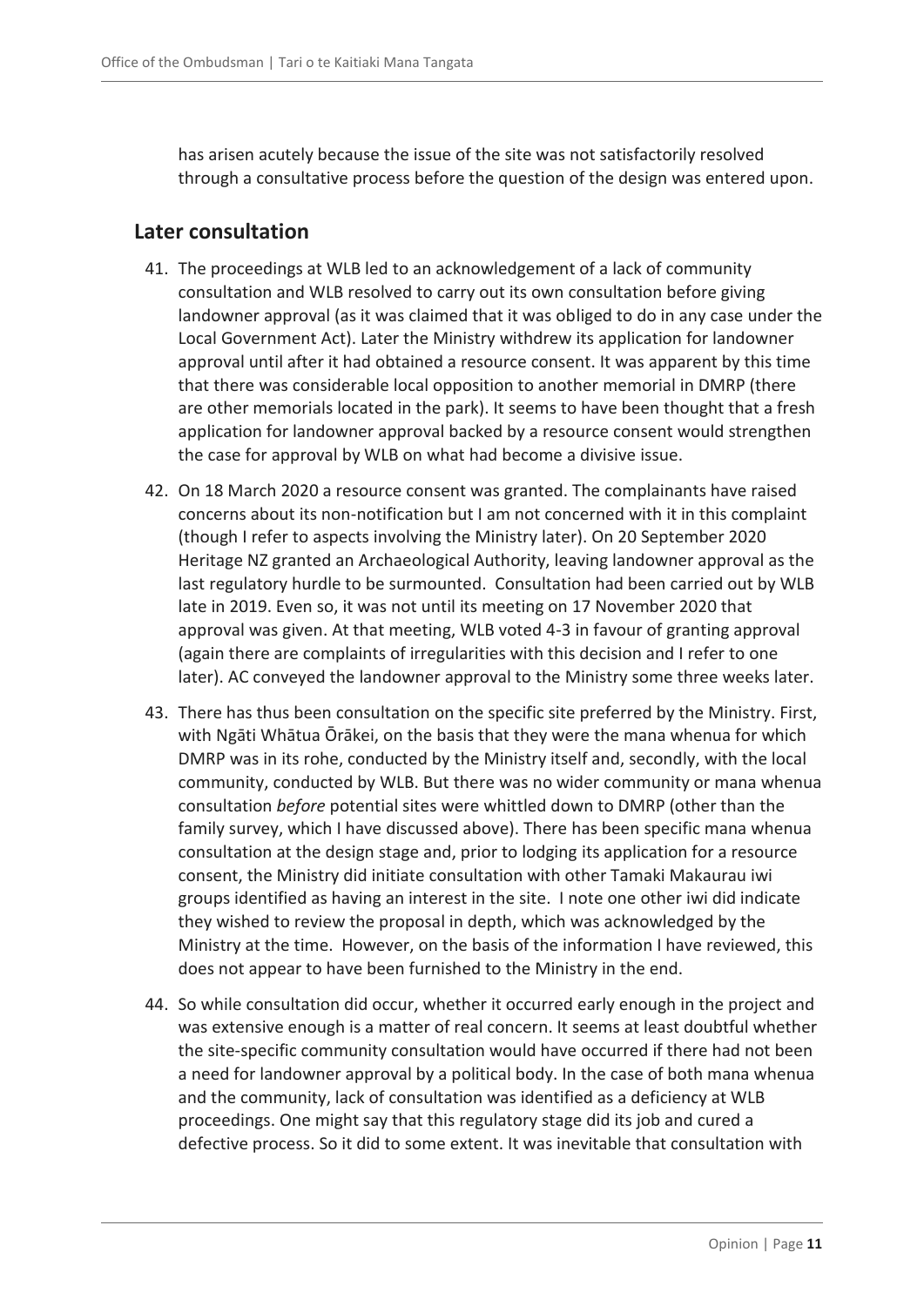has arisen acutely because the issue of the site was not satisfactorily resolved through a consultative process before the question of the design was entered upon.

## Later consultation

41. The proceedings at WLB led to an acknowledgement of a lack of community consultation and WLB resolved to carry out its own consultation before giving landowner approval (as it was claimed that it was obliged to do in any case under the Local Government Act). Later the Ministry withdrew its application for landowner approval until after it had obtained a resource consent. It was apparent by this time that there was considerable local opposition to another memorial in DMRP (there are other memorials located in the park). It seems to have been thought that a fresh application for landowner approval backed by a resource consent would strengthen the case for approval by WLB on what had become a divisive issue.

42. On 18 March 2020 a resource consent was granted. The complainants have raised concerns about its non-notification but I am not concerned with it in this complaint (though I refer to aspects involving the Ministry later). On 20 September 2020 Heritage NZ granted an Archaeological Authority, leaving landowner approval as the last regulatory hurdle to be surmounted. Consultation had been carried out by WLB late in 2019. Even so, it was not until its meeting on 17 November 2020 that approval was given. At that meeting, WLB voted 4-3 in favour of granting approval (again there are complaints of irregularities with this decision and I refer to one later). AC conveyed the landowner approval to the Ministry some three weeks later.

43. There has thus been consultation on the specific site preferred by the Ministry. First, with Ngāti Whātua Ōrākei, on the basis that they were the mana whenua for which DMRP was in its rohe, conducted by the Ministry itself and, secondly, with the local community, conducted by WLB. But there was no wider community or mana whenua consultation *before* potential sites were whittled down to DMRP (other than the family survey, which I have discussed above). There has been specific mana whenua consultation at the design stage and, prior to lodging its application for a resource consent, the Ministry did initiate consultation with other Tamaki Makaurau iwi groups identified as having an interest in the site. I note one other iwi did indicate they wished to review the proposal in depth, which was acknowledged by the Ministry at the time. However, on the basis of the information I have reviewed, this does not appear to have been furnished to the Ministry in the end.

44. So while consultation did occur, whether it occurred early enough in the project and was extensive enough is a matter of real concern. It seems at least doubtful whether the site-specific community consultation would have occurred if there had not been a need for landowner approval by a political body. In the case of both mana whenua and the community, lack of consultation was identified as a deficiency at WLB proceedings. One might say that this regulatory stage did its job and cured a defective process. So it did to some extent. It was inevitable that consultation with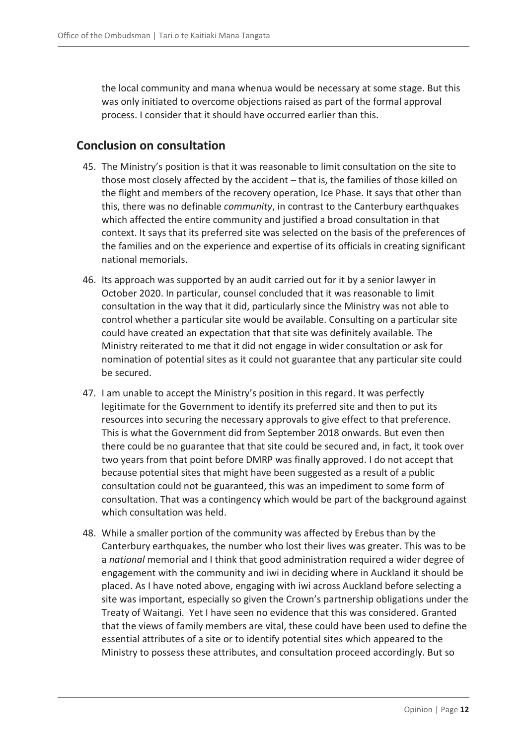the local community and mana whenua would be necessary at some stage. But this was only initiated to overcome objections raised as part of the formal approval process. I consider that it should have occurred earlier than this.

## Conclusion on consultation

45. The Ministry's position is that it was reasonable to limit consultation on the site to those most closely affected by the accident – that is, the families of those killed on the flight and members of the recovery operation, Ice Phase. It says that other than this, there was no definable *community*, in contrast to the Canterbury earthquakes which affected the entire community and justified a broad consultation in that context. It says that its preferred site was selected on the basis of the preferences of the families and on the experience and expertise of its officials in creating significant national memorials.

46. Its approach was supported by an audit carried out for it by a senior lawyer in October 2020. In particular, counsel concluded that it was reasonable to limit consultation in the way that it did, particularly since the Ministry was not able to control whether a particular site would be available. Consulting on a particular site could have created an expectation that that site was definitely available. The Ministry reiterated to me that it did not engage in wider consultation or ask for nomination of potential sites as it could not guarantee that any particular site could be secured.

47. I am unable to accept the Ministry's position in this regard. It was perfectly legitimate for the Government to identify its preferred site and then to put its resources into securing the necessary approvals to give effect to that preference. This is what the Government did from September 2018 onwards. But even then there could be no guarantee that that site could be secured and, in fact, it took over two years from that point before DMRP was finally approved. I do not accept that because potential sites that might have been suggested as a result of a public consultation could not be guaranteed, this was an impediment to some form of consultation. That was a contingency which would be part of the background against which consultation was held.

48. While a smaller portion of the community was affected by Erebus than by the Canterbury earthquakes, the number who lost their lives was greater. This was to be a *national* memorial and I think that good administration required a wider degree of engagement with the community and iwi in deciding where in Auckland it should be placed. As I have noted above, engaging with iwi across Auckland before selecting a site was important, especially so given the Crown's partnership obligations under the Treaty of Waitangi. Yet I have seen no evidence that this was considered. Granted that the views of family members are vital, these could have been used to define the essential attributes of a site or to identify potential sites which appeared to the Ministry to possess these attributes, and consultation proceed accordingly. But so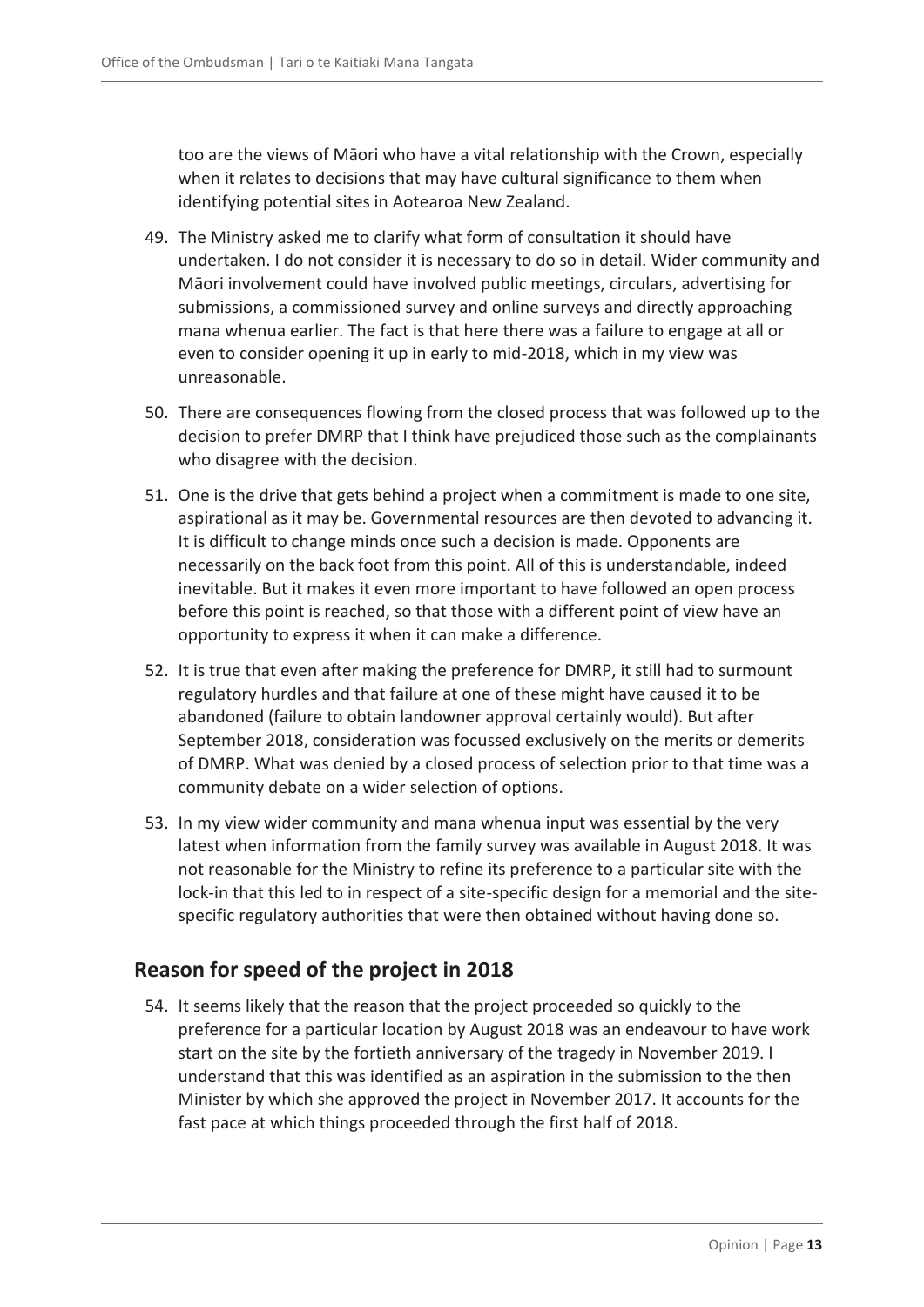too are the views of Māori who have a vital relationship with the Crown, especially when it relates to decisions that may have cultural significance to them when identifying potential sites in Aotearoa New Zealand.

49. The Ministry asked me to clarify what form of consultation it should have undertaken. I do not consider it is necessary to do so in detail. Wider community and Māori involvement could have involved public meetings, circulars, advertising for submissions, a commissioned survey and online surveys and directly approaching mana whenua earlier. The fact is that here there was a failure to engage at all or even to consider opening it up in early to mid-2018, which in my view was unreasonable.

50. There are consequences flowing from the closed process that was followed up to the decision to prefer DMRP that I think have prejudiced those such as the complainants who disagree with the decision.

51. One is the drive that gets behind a project when a commitment is made to one site, aspirational as it may be. Governmental resources are then devoted to advancing it. It is difficult to change minds once such a decision is made. Opponents are necessarily on the back foot from this point. All of this is understandable, indeed inevitable. But it makes it even more important to have followed an open process before this point is reached, so that those with a different point of view have an opportunity to express it when it can make a difference.

52. It is true that even after making the preference for DMRP, it still had to surmount regulatory hurdles and that failure at one of these might have caused it to be abandoned (failure to obtain landowner approval certainly would). But after September 2018, consideration was focussed exclusively on the merits or demerits of DMRP. What was denied by a closed process of selection prior to that time was a community debate on a wider selection of options.

53. In my view wider community and mana whenua input was essential by the very latest when information from the family survey was available in August 2018. It was not reasonable for the Ministry to refine its preference to a particular site with the lock-in that this led to in respect of a site-specific design for a memorial and the site-specific regulatory authorities that were then obtained without having done so.

## Reason for speed of the project in 2018

54. It seems likely that the reason that the project proceeded so quickly to the preference for a particular location by August 2018 was an endeavour to have work start on the site by the fortieth anniversary of the tragedy in November 2019. I understand that this was identified as an aspiration in the submission to the then Minister by which she approved the project in November 2017. It accounts for the fast pace at which things proceeded through the first half of 2018.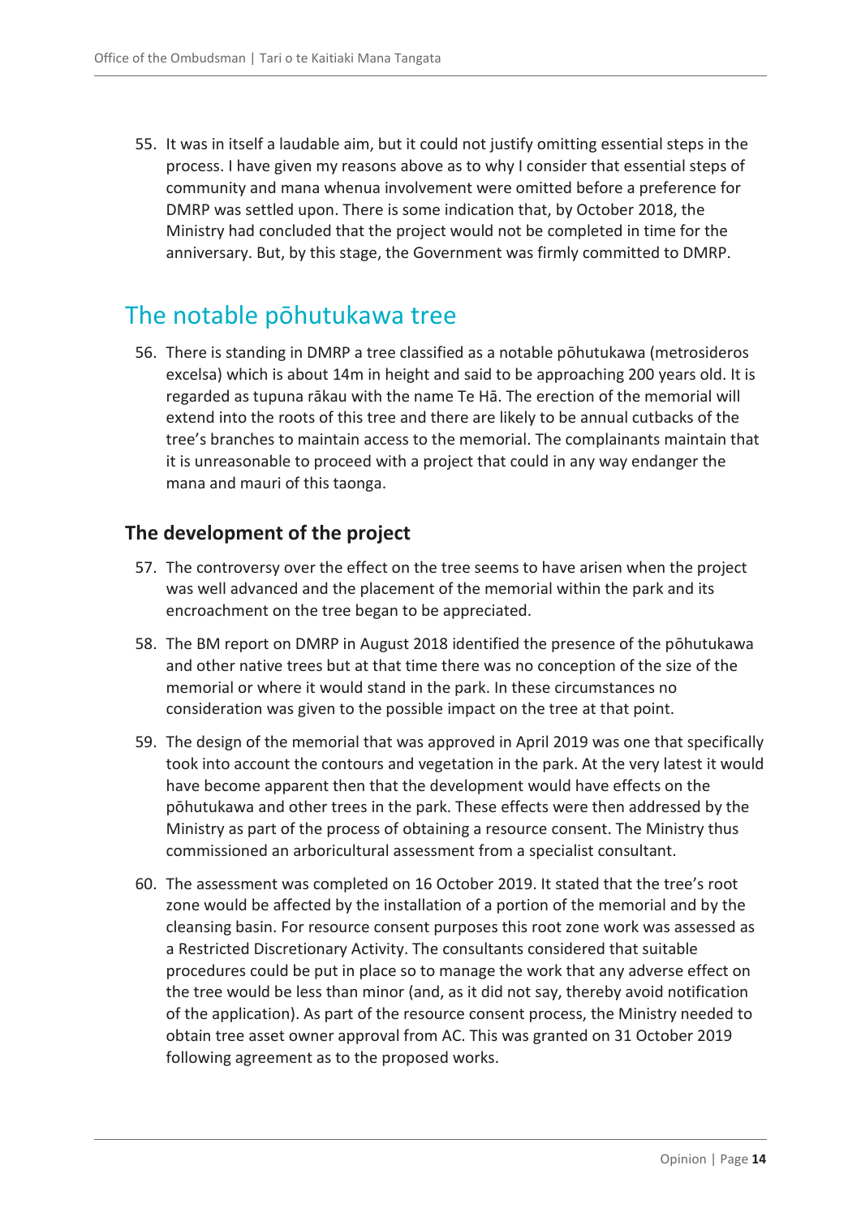55. It was in itself a laudable aim, but it could not justify omitting essential steps in the process. I have given my reasons above as to why I consider that essential steps of community and mana whenua involvement were omitted before a preference for DMRP was settled upon. There is some indication that, by October 2018, the Ministry had concluded that the project would not be completed in time for the anniversary. But, by this stage, the Government was firmly committed to DMRP.

## The notable pōhutukawa tree

56. There is standing in DMRP a tree classified as a notable pōhutukawa (metrosideros excelsa) which is about 14m in height and said to be approaching 200 years old. It is regarded as tupuna rākau with the name Te Hā. The erection of the memorial will extend into the roots of this tree and there are likely to be annual cutbacks of the tree's branches to maintain access to the memorial. The complainants maintain that it is unreasonable to proceed with a project that could in any way endanger the mana and mauri of this taonga.

### The development of the project

57. The controversy over the effect on the tree seems to have arisen when the project was well advanced and the placement of the memorial within the park and its encroachment on the tree began to be appreciated.

58. The BM report on DMRP in August 2018 identified the presence of the pōhutukawa and other native trees but at that time there was no conception of the size of the memorial or where it would stand in the park. In these circumstances no consideration was given to the possible impact on the tree at that point.

59. The design of the memorial that was approved in April 2019 was one that specifically took into account the contours and vegetation in the park. At the very latest it would have become apparent then that the development would have effects on the pōhutukawa and other trees in the park. These effects were then addressed by the Ministry as part of the process of obtaining a resource consent. The Ministry thus commissioned an arboricultural assessment from a specialist consultant.

60. The assessment was completed on 16 October 2019. It stated that the tree's root zone would be affected by the installation of a portion of the memorial and by the cleansing basin. For resource consent purposes this root zone work was assessed as a Restricted Discretionary Activity. The consultants considered that suitable procedures could be put in place so to manage the work that any adverse effect on the tree would be less than minor (and, as it did not say, thereby avoid notification of the application). As part of the resource consent process, the Ministry needed to obtain tree asset owner approval from AC. This was granted on 31 October 2019 following agreement as to the proposed works.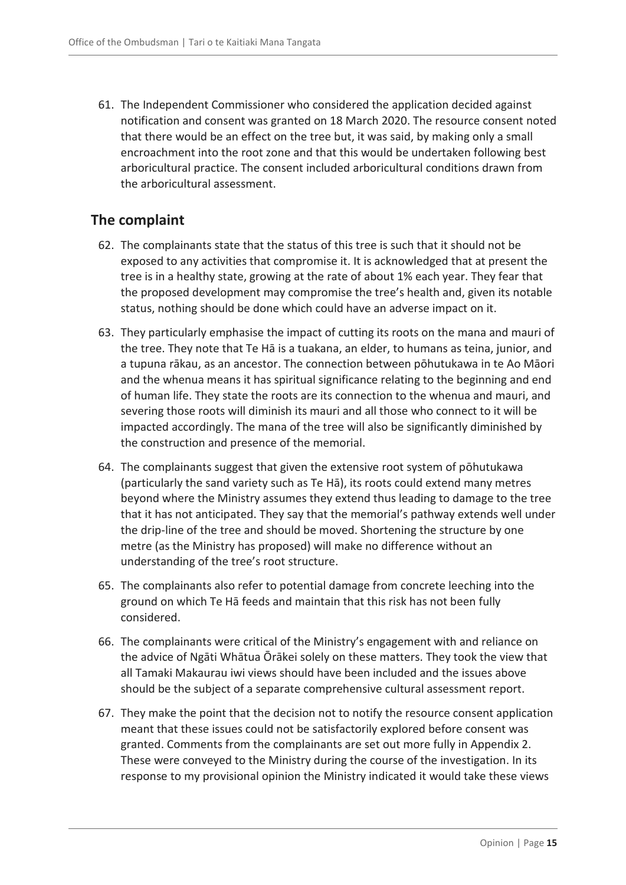61. The Independent Commissioner who considered the application decided against notification and consent was granted on 18 March 2020. The resource consent noted that there would be an effect on the tree but, it was said, by making only a small encroachment into the root zone and that this would be undertaken following best arboricultural practice. The consent included arboricultural conditions drawn from the arboricultural assessment.

## The complaint

62. The complainants state that the status of this tree is such that it should not be exposed to any activities that compromise it. It is acknowledged that at present the tree is in a healthy state, growing at the rate of about 1% each year. They fear that the proposed development may compromise the tree's health and, given its notable status, nothing should be done which could have an adverse impact on it.

63. They particularly emphasise the impact of cutting its roots on the mana and mauri of the tree. They note that Te Hā is a tuakana, an elder, to humans as teina, junior, and a tupuna rākau, as an ancestor. The connection between pōhutukawa in te Ao Māori and the whenua means it has spiritual significance relating to the beginning and end of human life. They state the roots are its connection to the whenua and mauri, and severing those roots will diminish its mauri and all those who connect to it will be impacted accordingly. The mana of the tree will also be significantly diminished by the construction and presence of the memorial.

64. The complainants suggest that given the extensive root system of pōhutukawa (particularly the sand variety such as Te Hā), its roots could extend many metres beyond where the Ministry assumes they extend thus leading to damage to the tree that it has not anticipated. They say that the memorial's pathway extends well under the drip-line of the tree and should be moved. Shortening the structure by one metre (as the Ministry has proposed) will make no difference without an understanding of the tree's root structure.

65. The complainants also refer to potential damage from concrete leeching into the ground on which Te Hā feeds and maintain that this risk has not been fully considered.

66. The complainants were critical of the Ministry's engagement with and reliance on the advice of Ngāti Whātua Ōrākei solely on these matters. They took the view that all Tamaki Makaurau iwi views should have been included and the issues above should be the subject of a separate comprehensive cultural assessment report.

67. They make the point that the decision not to notify the resource consent application meant that these issues could not be satisfactorily explored before consent was granted. Comments from the complainants are set out more fully in Appendix 2. These were conveyed to the Ministry during the course of the investigation. In its response to my provisional opinion the Ministry indicated it would take these views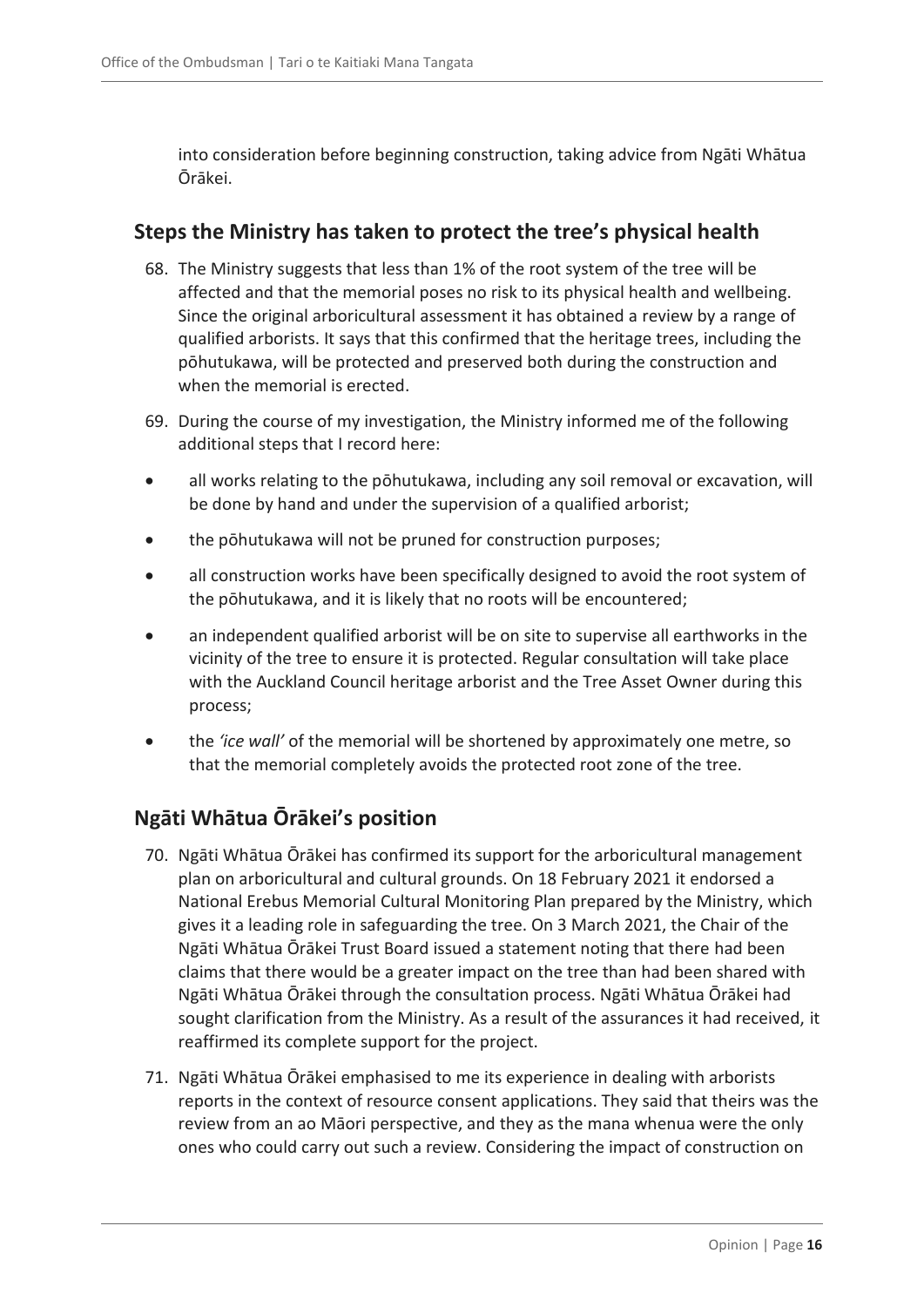into consideration before beginning construction, taking advice from Ngāti Whātua Ōrākei.

## Steps the Ministry has taken to protect the tree's physical health

68. The Ministry suggests that less than 1% of the root system of the tree will be affected and that the memorial poses no risk to its physical health and wellbeing. Since the original arboricultural assessment it has obtained a review by a range of qualified arborists. It says that this confirmed that the heritage trees, including the pōhutukawa, will be protected and preserved both during the construction and when the memorial is erected.

69. During the course of my investigation, the Ministry informed me of the following additional steps that I record here:

- all works relating to the pōhutukawa, including any soil removal or excavation, will be done by hand and under the supervision of a qualified arborist;
- the pōhutukawa will not be pruned for construction purposes;
- all construction works have been specifically designed to avoid the root system of the pōhutukawa, and it is likely that no roots will be encountered;
- an independent qualified arborist will be on site to supervise all earthworks in the vicinity of the tree to ensure it is protected. Regular consultation will take place with the Auckland Council heritage arborist and the Tree Asset Owner during this process;
- the *'ice wall'* of the memorial will be shortened by approximately one metre, so that the memorial completely avoids the protected root zone of the tree.

## Ngāti Whātua Ōrākei's position

70. Ngāti Whātua Ōrākei has confirmed its support for the arboricultural management plan on arboricultural and cultural grounds. On 18 February 2021 it endorsed a National Erebus Memorial Cultural Monitoring Plan prepared by the Ministry, which gives it a leading role in safeguarding the tree. On 3 March 2021, the Chair of the Ngāti Whātua Ōrākei Trust Board issued a statement noting that there had been claims that there would be a greater impact on the tree than had been shared with Ngāti Whātua Ōrākei through the consultation process. Ngāti Whātua Ōrākei had sought clarification from the Ministry. As a result of the assurances it had received, it reaffirmed its complete support for the project.

71. Ngāti Whātua Ōrākei emphasised to me its experience in dealing with arborists reports in the context of resource consent applications. They said that theirs was the review from an ao Māori perspective, and they as the mana whenua were the only ones who could carry out such a review. Considering the impact of construction on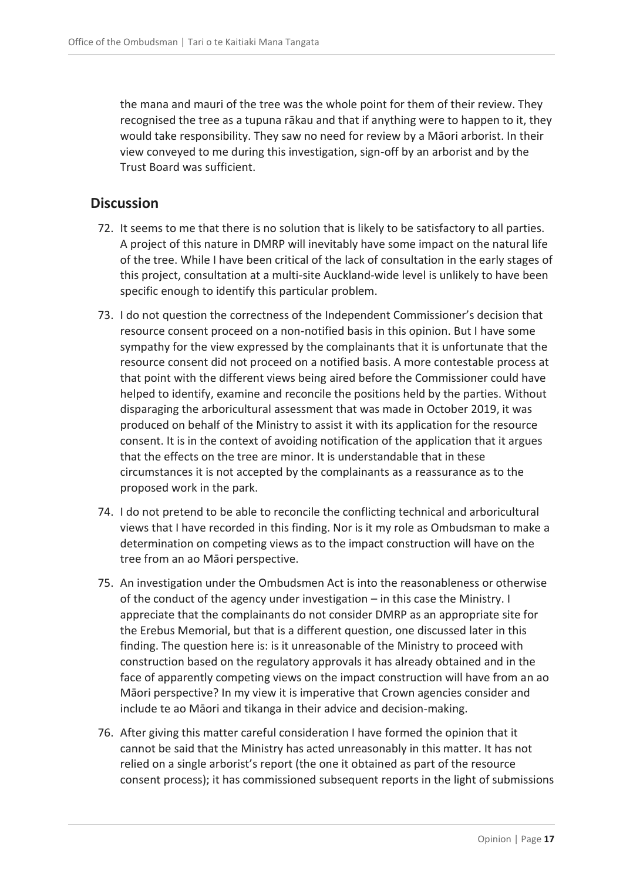the mana and mauri of the tree was the whole point for them of their review. They recognised the tree as a tupuna rākau and that if anything were to happen to it, they would take responsibility. They saw no need for review by a Māori arborist. In their view conveyed to me during this investigation, sign-off by an arborist and by the Trust Board was sufficient.

## Discussion

72. It seems to me that there is no solution that is likely to be satisfactory to all parties. A project of this nature in DMRP will inevitably have some impact on the natural life of the tree. While I have been critical of the lack of consultation in the early stages of this project, consultation at a multi-site Auckland-wide level is unlikely to have been specific enough to identify this particular problem.

73. I do not question the correctness of the Independent Commissioner's decision that resource consent proceed on a non-notified basis in this opinion. But I have some sympathy for the view expressed by the complainants that it is unfortunate that the resource consent did not proceed on a notified basis. A more contestable process at that point with the different views being aired before the Commissioner could have helped to identify, examine and reconcile the positions held by the parties. Without disparaging the arboricultural assessment that was made in October 2019, it was produced on behalf of the Ministry to assist it with its application for the resource consent. It is in the context of avoiding notification of the application that it argues that the effects on the tree are minor. It is understandable that in these circumstances it is not accepted by the complainants as a reassurance as to the proposed work in the park.

74. I do not pretend to be able to reconcile the conflicting technical and arboricultural views that I have recorded in this finding. Nor is it my role as Ombudsman to make a determination on competing views as to the impact construction will have on the tree from an ao Māori perspective.

75. An investigation under the Ombudsmen Act is into the reasonableness or otherwise of the conduct of the agency under investigation – in this case the Ministry. I appreciate that the complainants do not consider DMRP as an appropriate site for the Erebus Memorial, but that is a different question, one discussed later in this finding. The question here is: is it unreasonable of the Ministry to proceed with construction based on the regulatory approvals it has already obtained and in the face of apparently competing views on the impact construction will have from an ao Māori perspective? In my view it is imperative that Crown agencies consider and include te ao Māori and tikanga in their advice and decision-making.

76. After giving this matter careful consideration I have formed the opinion that it cannot be said that the Ministry has acted unreasonably in this matter. It has not relied on a single arborist's report (the one it obtained as part of the resource consent process); it has commissioned subsequent reports in the light of submissions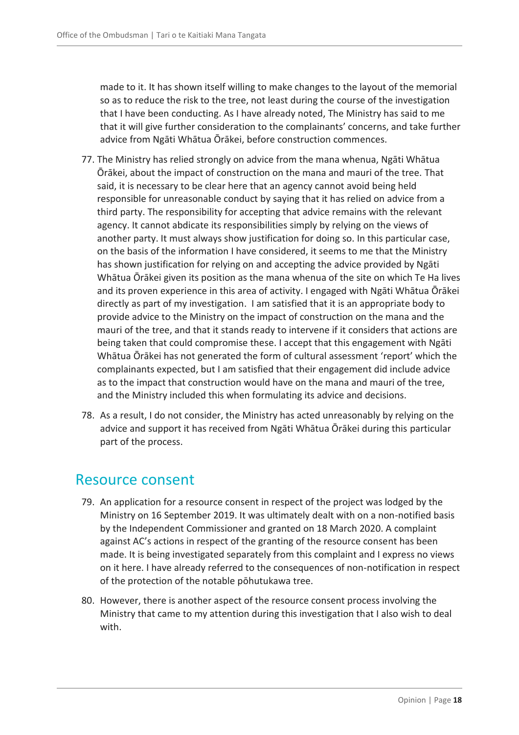made to it. It has shown itself willing to make changes to the layout of the memorial so as to reduce the risk to the tree, not least during the course of the investigation that I have been conducting. As I have already noted, The Ministry has said to me that it will give further consideration to the complainants' concerns, and take further advice from Ngāti Whātua Ōrākei, before construction commences.

77. The Ministry has relied strongly on advice from the mana whenua, Ngāti Whātua Ōrākei, about the impact of construction on the mana and mauri of the tree. That said, it is necessary to be clear here that an agency cannot avoid being held responsible for unreasonable conduct by saying that it has relied on advice from a third party. The responsibility for accepting that advice remains with the relevant agency. It cannot abdicate its responsibilities simply by relying on the views of another party. It must always show justification for doing so. In this particular case, on the basis of the information I have considered, it seems to me that the Ministry has shown justification for relying on and accepting the advice provided by Ngāti Whātua Ōrākei given its position as the mana whenua of the site on which Te Ha lives and its proven experience in this area of activity. I engaged with Ngāti Whātua Ōrākei directly as part of my investigation. I am satisfied that it is an appropriate body to provide advice to the Ministry on the impact of construction on the mana and the mauri of the tree, and that it stands ready to intervene if it considers that actions are being taken that could compromise these. I accept that this engagement with Ngāti Whātua Ōrākei has not generated the form of cultural assessment 'report' which the complainants expected, but I am satisfied that their engagement did include advice as to the impact that construction would have on the mana and mauri of the tree, and the Ministry included this when formulating its advice and decisions.

78. As a result, I do not consider, the Ministry has acted unreasonably by relying on the advice and support it has received from Ngāti Whātua Ōrākei during this particular part of the process.

## Resource consent

79. An application for a resource consent in respect of the project was lodged by the Ministry on 16 September 2019. It was ultimately dealt with on a non-notified basis by the Independent Commissioner and granted on 18 March 2020. A complaint against AC's actions in respect of the granting of the resource consent has been made. It is being investigated separately from this complaint and I express no views on it here. I have already referred to the consequences of non-notification in respect of the protection of the notable pōhutukawa tree.

80. However, there is another aspect of the resource consent process involving the Ministry that came to my attention during this investigation that I also wish to deal with.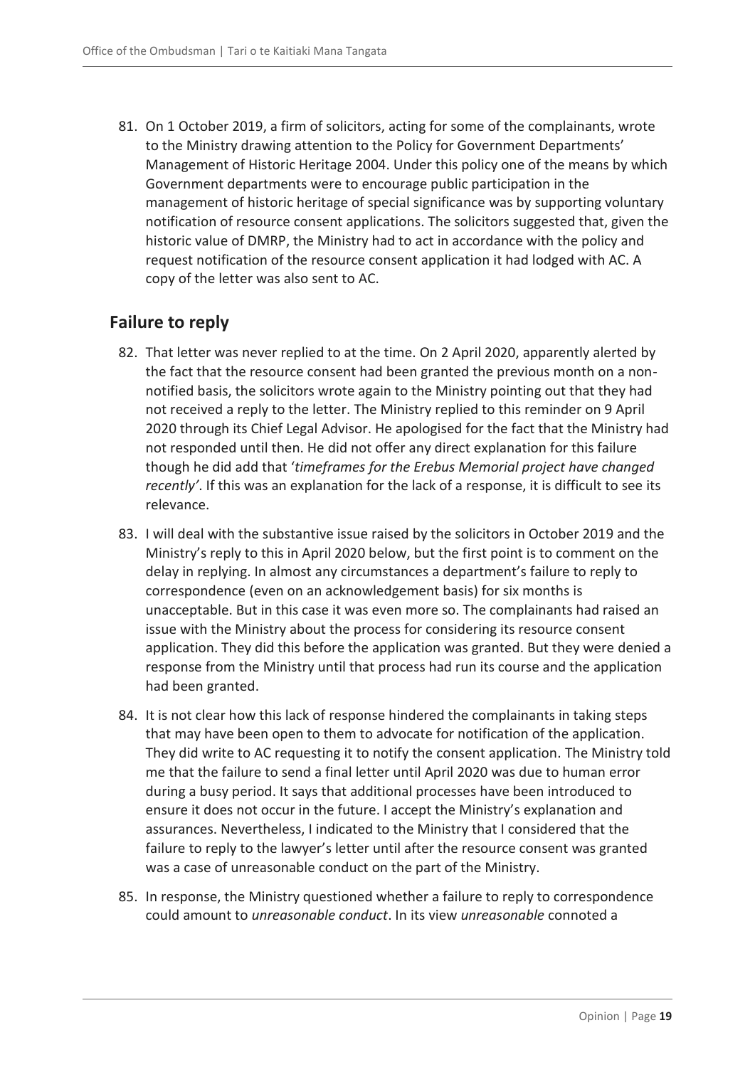81. On 1 October 2019, a firm of solicitors, acting for some of the complainants, wrote to the Ministry drawing attention to the Policy for Government Departments' Management of Historic Heritage 2004. Under this policy one of the means by which Government departments were to encourage public participation in the management of historic heritage of special significance was by supporting voluntary notification of resource consent applications. The solicitors suggested that, given the historic value of DMRP, the Ministry had to act in accordance with the policy and request notification of the resource consent application it had lodged with AC. A copy of the letter was also sent to AC.

## Failure to reply

82. That letter was never replied to at the time. On 2 April 2020, apparently alerted by the fact that the resource consent had been granted the previous month on a non-notified basis, the solicitors wrote again to the Ministry pointing out that they had not received a reply to the letter. The Ministry replied to this reminder on 9 April 2020 through its Chief Legal Advisor. He apologised for the fact that the Ministry had not responded until then. He did not offer any direct explanation for this failure though he did add that '*timeframes for the Erebus Memorial project have changed recently'*. If this was an explanation for the lack of a response, it is difficult to see its relevance.

83. I will deal with the substantive issue raised by the solicitors in October 2019 and the Ministry's reply to this in April 2020 below, but the first point is to comment on the delay in replying. In almost any circumstances a department's failure to reply to correspondence (even on an acknowledgement basis) for six months is unacceptable. But in this case it was even more so. The complainants had raised an issue with the Ministry about the process for considering its resource consent application. They did this before the application was granted. But they were denied a response from the Ministry until that process had run its course and the application had been granted.

84. It is not clear how this lack of response hindered the complainants in taking steps that may have been open to them to advocate for notification of the application. They did write to AC requesting it to notify the consent application. The Ministry told me that the failure to send a final letter until April 2020 was due to human error during a busy period. It says that additional processes have been introduced to ensure it does not occur in the future. I accept the Ministry's explanation and assurances. Nevertheless, I indicated to the Ministry that I considered that the failure to reply to the lawyer's letter until after the resource consent was granted was a case of unreasonable conduct on the part of the Ministry.

85. In response, the Ministry questioned whether a failure to reply to correspondence could amount to *unreasonable conduct*. In its view *unreasonable* connoted a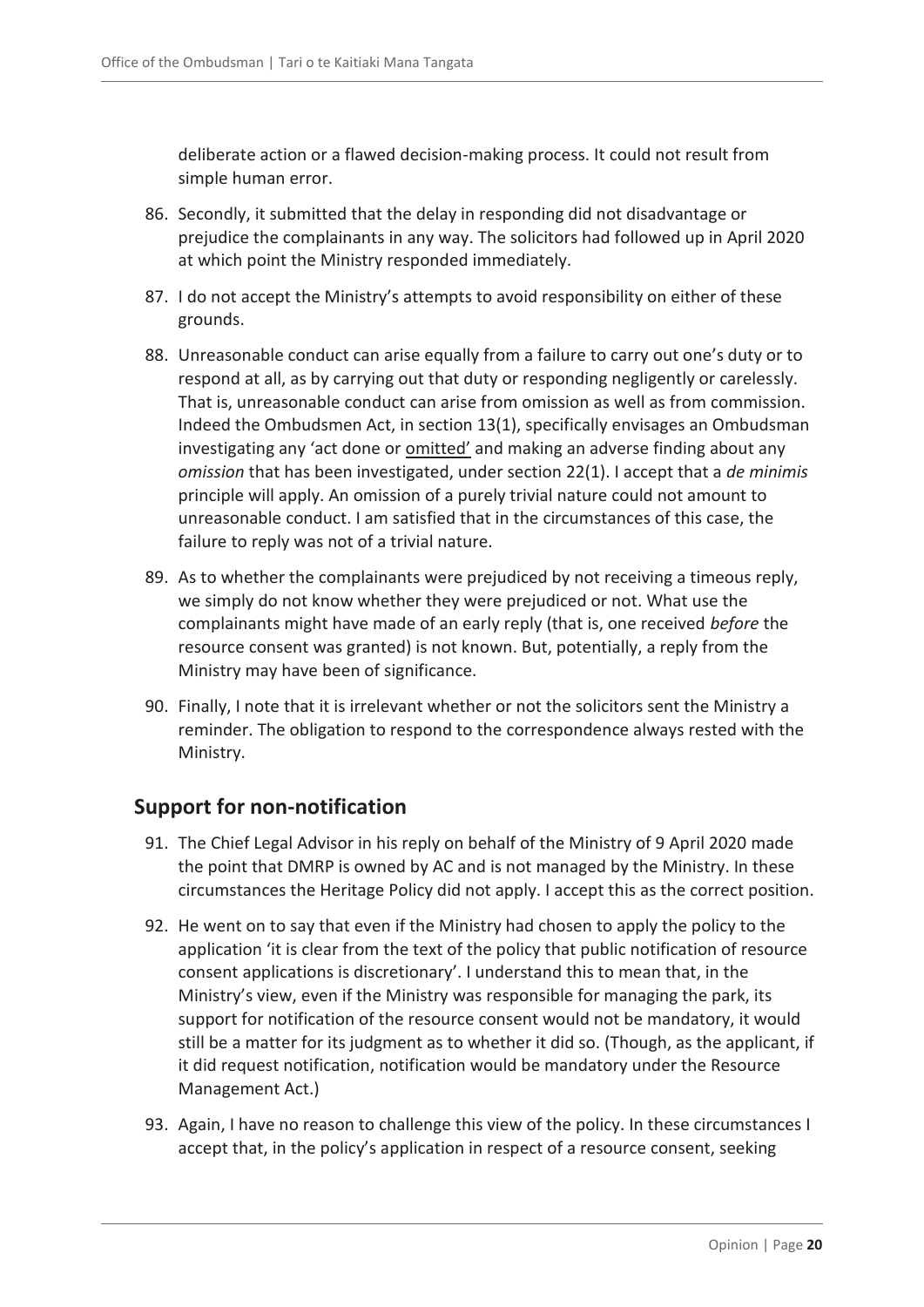deliberate action or a flawed decision-making process. It could not result from simple human error.

86. Secondly, it submitted that the delay in responding did not disadvantage or prejudice the complainants in any way. The solicitors had followed up in April 2020 at which point the Ministry responded immediately.

87. I do not accept the Ministry's attempts to avoid responsibility on either of these grounds.

88. Unreasonable conduct can arise equally from a failure to carry out one's duty or to respond at all, as by carrying out that duty or responding negligently or carelessly. That is, unreasonable conduct can arise from omission as well as from commission. Indeed the Ombudsmen Act, in section 13(1), specifically envisages an Ombudsman investigating any 'act done or omitted' and making an adverse finding about any *omission* that has been investigated, under section 22(1). I accept that a *de minimis* principle will apply. An omission of a purely trivial nature could not amount to unreasonable conduct. I am satisfied that in the circumstances of this case, the failure to reply was not of a trivial nature.

89. As to whether the complainants were prejudiced by not receiving a timeous reply, we simply do not know whether they were prejudiced or not. What use the complainants might have made of an early reply (that is, one received *before* the resource consent was granted) is not known. But, potentially, a reply from the Ministry may have been of significance.

90. Finally, I note that it is irrelevant whether or not the solicitors sent the Ministry a reminder. The obligation to respond to the correspondence always rested with the Ministry.

## Support for non-notification

91. The Chief Legal Advisor in his reply on behalf of the Ministry of 9 April 2020 made the point that DMRP is owned by AC and is not managed by the Ministry. In these circumstances the Heritage Policy did not apply. I accept this as the correct position.

92. He went on to say that even if the Ministry had chosen to apply the policy to the application 'it is clear from the text of the policy that public notification of resource consent applications is discretionary'. I understand this to mean that, in the Ministry's view, even if the Ministry was responsible for managing the park, its support for notification of the resource consent would not be mandatory, it would still be a matter for its judgment as to whether it did so. (Though, as the applicant, if it did request notification, notification would be mandatory under the Resource Management Act.)

93. Again, I have no reason to challenge this view of the policy. In these circumstances I accept that, in the policy's application in respect of a resource consent, seeking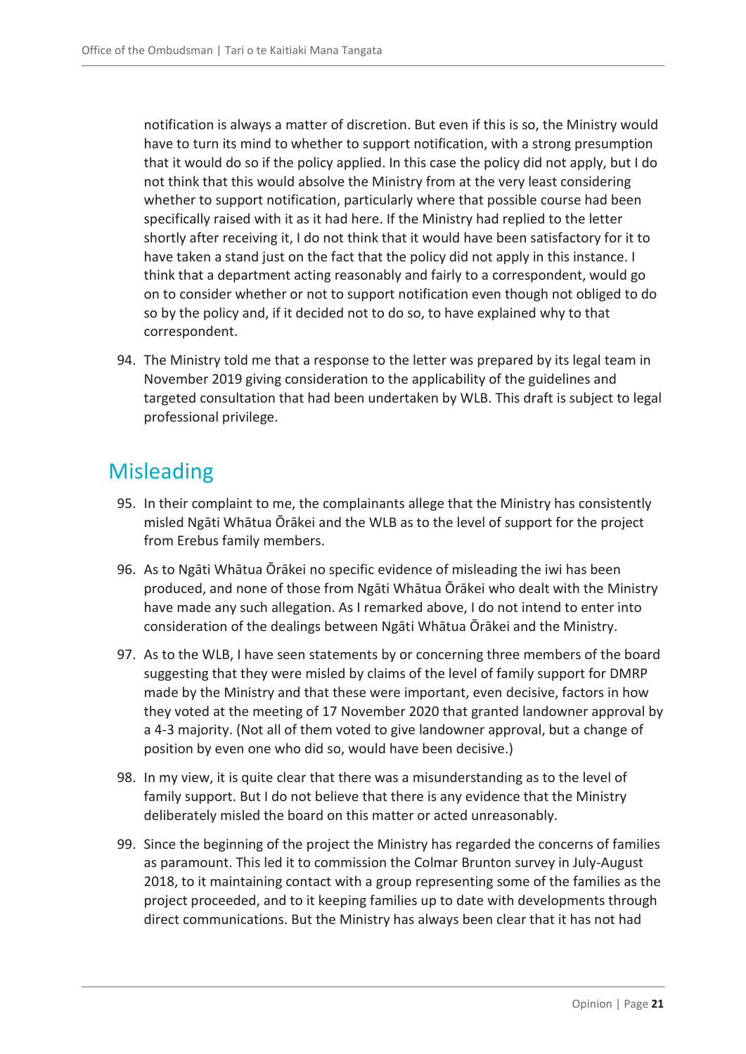notification is always a matter of discretion. But even if this is so, the Ministry would have to turn its mind to whether to support notification, with a strong presumption that it would do so if the policy applied. In this case the policy did not apply, but I do not think that this would absolve the Ministry from at the very least considering whether to support notification, particularly where that possible course had been specifically raised with it as it had here. If the Ministry had replied to the letter shortly after receiving it, I do not think that it would have been satisfactory for it to have taken a stand just on the fact that the policy did not apply in this instance. I think that a department acting reasonably and fairly to a correspondent, would go on to consider whether or not to support notification even though not obliged to do so by the policy and, if it decided not to do so, to have explained why to that correspondent.

94. The Ministry told me that a response to the letter was prepared by its legal team in November 2019 giving consideration to the applicability of the guidelines and targeted consultation that had been undertaken by WLB. This draft is subject to legal professional privilege.

## Misleading

95. In their complaint to me, the complainants allege that the Ministry has consistently misled Ngāti Whātua Ōrākei and the WLB as to the level of support for the project from Erebus family members.

96. As to Ngāti Whātua Ōrākei no specific evidence of misleading the iwi has been produced, and none of those from Ngāti Whātua Ōrākei who dealt with the Ministry have made any such allegation. As I remarked above, I do not intend to enter into consideration of the dealings between Ngāti Whātua Ōrākei and the Ministry.

97. As to the WLB, I have seen statements by or concerning three members of the board suggesting that they were misled by claims of the level of family support for DMRP made by the Ministry and that these were important, even decisive, factors in how they voted at the meeting of 17 November 2020 that granted landowner approval by a 4-3 majority. (Not all of them voted to give landowner approval, but a change of position by even one who did so, would have been decisive.)

98. In my view, it is quite clear that there was a misunderstanding as to the level of family support. But I do not believe that there is any evidence that the Ministry deliberately misled the board on this matter or acted unreasonably.

99. Since the beginning of the project the Ministry has regarded the concerns of families as paramount. This led it to commission the Colmar Brunton survey in July-August 2018, to it maintaining contact with a group representing some of the families as the project proceeded, and to it keeping families up to date with developments through direct communications. But the Ministry has always been clear that it has not had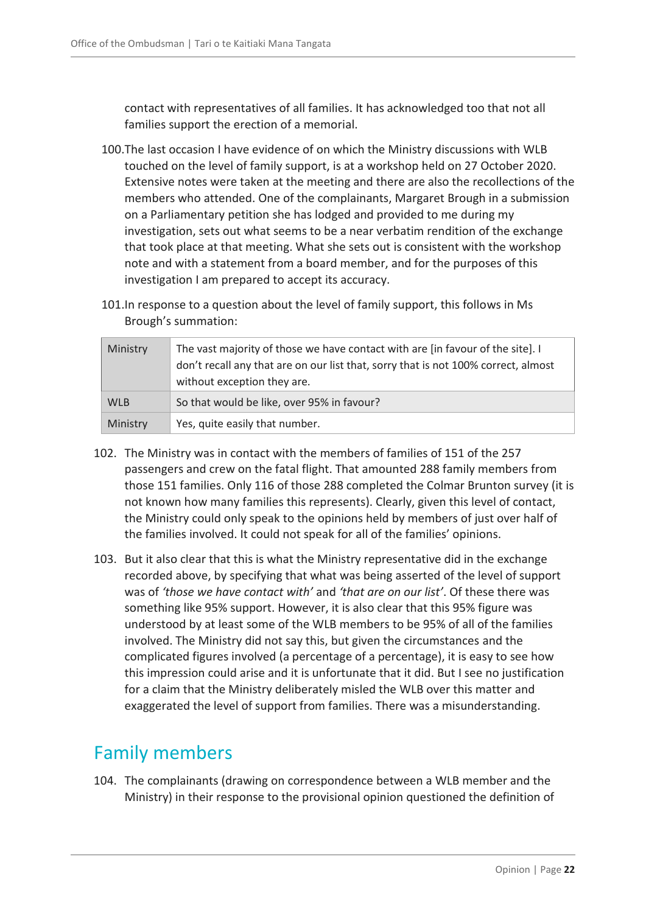contact with representatives of all families. It has acknowledged too that not all families support the erection of a memorial.

100. The last occasion I have evidence of on which the Ministry discussions with WLB touched on the level of family support, is at a workshop held on 27 October 2020. Extensive notes were taken at the meeting and there are also the recollections of the members who attended. One of the complainants, Margaret Brough in a submission on a Parliamentary petition she has lodged and provided to me during my investigation, sets out what seems to be a near verbatim rendition of the exchange that took place at that meeting. What she sets out is consistent with the workshop note and with a statement from a board member, and for the purposes of this investigation I am prepared to accept its accuracy.

101. In response to a question about the level of family support, this follows in Ms Brough's summation:

| | |
|---|---|
| Ministry | The vast majority of those we have contact with are [in favour of the site]. I don't recall any that are on our list that, sorry that is not 100% correct, almost without exception they are. |
| WLB | So that would be like, over 95% in favour? |
| Ministry | Yes, quite easily that number. |

102. The Ministry was in contact with the members of families of 151 of the 257 passengers and crew on the fatal flight. That amounted 288 family members from those 151 families. Only 116 of those 288 completed the Colmar Brunton survey (it is not known how many families this represents). Clearly, given this level of contact, the Ministry could only speak to the opinions held by members of just over half of the families involved. It could not speak for all of the families' opinions.

103. But it also clear that this is what the Ministry representative did in the exchange recorded above, by specifying that what was being asserted of the level of support was of *'those we have contact with'* and *'that are on our list'*. Of these there was something like 95% support. However, it is also clear that this 95% figure was understood by at least some of the WLB members to be 95% of all of the families involved. The Ministry did not say this, but given the circumstances and the complicated figures involved (a percentage of a percentage), it is easy to see how this impression could arise and it is unfortunate that it did. But I see no justification for a claim that the Ministry deliberately misled the WLB over this matter and exaggerated the level of support from families. There was a misunderstanding.

## Family members

104. The complainants (drawing on correspondence between a WLB member and the Ministry) in their response to the provisional opinion questioned the definition of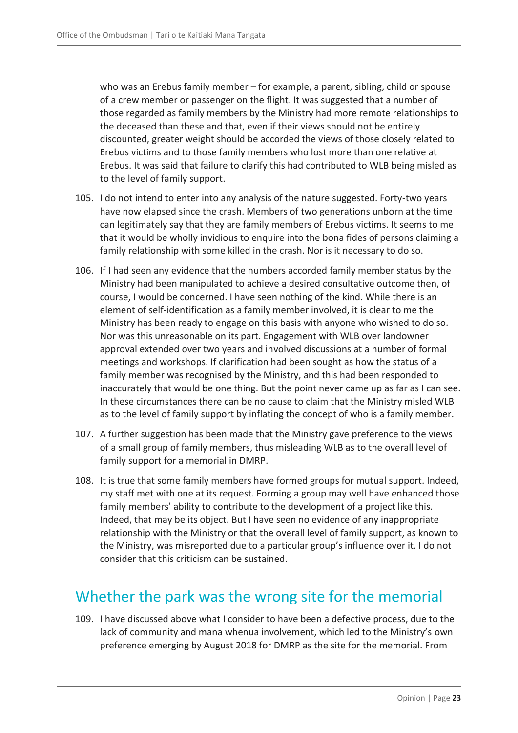who was an Erebus family member – for example, a parent, sibling, child or spouse of a crew member or passenger on the flight. It was suggested that a number of those regarded as family members by the Ministry had more remote relationships to the deceased than these and that, even if their views should not be entirely discounted, greater weight should be accorded the views of those closely related to Erebus victims and to those family members who lost more than one relative at Erebus. It was said that failure to clarify this had contributed to WLB being misled as to the level of family support.

105. I do not intend to enter into any analysis of the nature suggested. Forty-two years have now elapsed since the crash. Members of two generations unborn at the time can legitimately say that they are family members of Erebus victims. It seems to me that it would be wholly invidious to enquire into the bona fides of persons claiming a family relationship with some killed in the crash. Nor is it necessary to do so.

106. If I had seen any evidence that the numbers accorded family member status by the Ministry had been manipulated to achieve a desired consultative outcome then, of course, I would be concerned. I have seen nothing of the kind. While there is an element of self-identification as a family member involved, it is clear to me the Ministry has been ready to engage on this basis with anyone who wished to do so. Nor was this unreasonable on its part. Engagement with WLB over landowner approval extended over two years and involved discussions at a number of formal meetings and workshops. If clarification had been sought as how the status of a family member was recognised by the Ministry, and this had been responded to inaccurately that would be one thing. But the point never came up as far as I can see. In these circumstances there can be no cause to claim that the Ministry misled WLB as to the level of family support by inflating the concept of who is a family member.

107. A further suggestion has been made that the Ministry gave preference to the views of a small group of family members, thus misleading WLB as to the overall level of family support for a memorial in DMRP.

108. It is true that some family members have formed groups for mutual support. Indeed, my staff met with one at its request. Forming a group may well have enhanced those family members' ability to contribute to the development of a project like this. Indeed, that may be its object. But I have seen no evidence of any inappropriate relationship with the Ministry or that the overall level of family support, as known to the Ministry, was misreported due to a particular group's influence over it. I do not consider that this criticism can be sustained.

## Whether the park was the wrong site for the memorial

109. I have discussed above what I consider to have been a defective process, due to the lack of community and mana whenua involvement, which led to the Ministry's own preference emerging by August 2018 for DMRP as the site for the memorial. From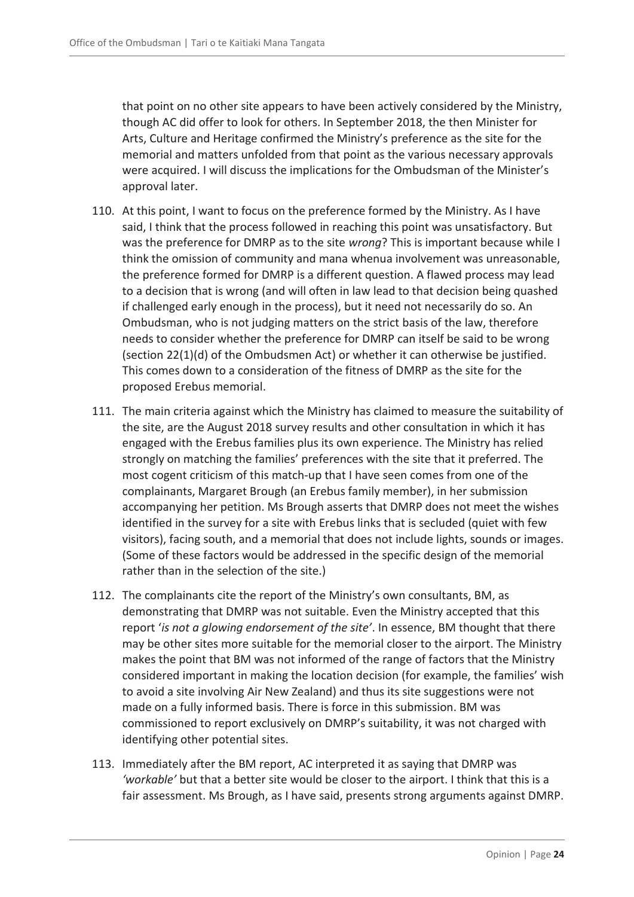that point on no other site appears to have been actively considered by the Ministry, though AC did offer to look for others. In September 2018, the then Minister for Arts, Culture and Heritage confirmed the Ministry's preference as the site for the memorial and matters unfolded from that point as the various necessary approvals were acquired. I will discuss the implications for the Ombudsman of the Minister's approval later.

110. At this point, I want to focus on the preference formed by the Ministry. As I have said, I think that the process followed in reaching this point was unsatisfactory. But was the preference for DMRP as to the site *wrong*? This is important because while I think the omission of community and mana whenua involvement was unreasonable, the preference formed for DMRP is a different question. A flawed process may lead to a decision that is wrong (and will often in law lead to that decision being quashed if challenged early enough in the process), but it need not necessarily do so. An Ombudsman, who is not judging matters on the strict basis of the law, therefore needs to consider whether the preference for DMRP can itself be said to be wrong (section 22(1)(d) of the Ombudsmen Act) or whether it can otherwise be justified. This comes down to a consideration of the fitness of DMRP as the site for the proposed Erebus memorial.

111. The main criteria against which the Ministry has claimed to measure the suitability of the site, are the August 2018 survey results and other consultation in which it has engaged with the Erebus families plus its own experience. The Ministry has relied strongly on matching the families' preferences with the site that it preferred. The most cogent criticism of this match-up that I have seen comes from one of the complainants, Margaret Brough (an Erebus family member), in her submission accompanying her petition. Ms Brough asserts that DMRP does not meet the wishes identified in the survey for a site with Erebus links that is secluded (quiet with few visitors), facing south, and a memorial that does not include lights, sounds or images. (Some of these factors would be addressed in the specific design of the memorial rather than in the selection of the site.)

112. The complainants cite the report of the Ministry's own consultants, BM, as demonstrating that DMRP was not suitable. Even the Ministry accepted that this report '*is not a glowing endorsement of the site'*. In essence, BM thought that there may be other sites more suitable for the memorial closer to the airport. The Ministry makes the point that BM was not informed of the range of factors that the Ministry considered important in making the location decision (for example, the families' wish to avoid a site involving Air New Zealand) and thus its site suggestions were not made on a fully informed basis. There is force in this submission. BM was commissioned to report exclusively on DMRP's suitability, it was not charged with identifying other potential sites.

113. Immediately after the BM report, AC interpreted it as saying that DMRP was *'workable'* but that a better site would be closer to the airport. I think that this is a fair assessment. Ms Brough, as I have said, presents strong arguments against DMRP.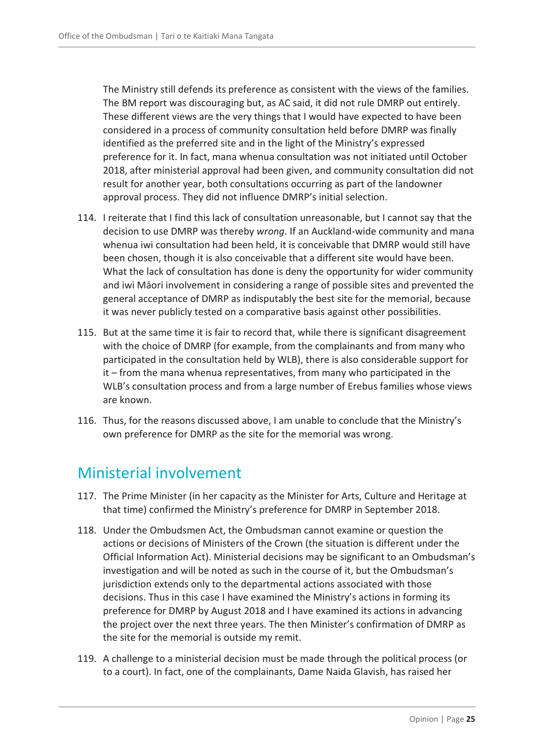The Ministry still defends its preference as consistent with the views of the families. The BM report was discouraging but, as AC said, it did not rule DMRP out entirely. These different views are the very things that I would have expected to have been considered in a process of community consultation held before DMRP was finally identified as the preferred site and in the light of the Ministry's expressed preference for it. In fact, mana whenua consultation was not initiated until October 2018, after ministerial approval had been given, and community consultation did not result for another year, both consultations occurring as part of the landowner approval process. They did not influence DMRP's initial selection.

114. I reiterate that I find this lack of consultation unreasonable, but I cannot say that the decision to use DMRP was thereby *wrong*. If an Auckland-wide community and mana whenua iwi consultation had been held, it is conceivable that DMRP would still have been chosen, though it is also conceivable that a different site would have been. What the lack of consultation has done is deny the opportunity for wider community and iwi Māori involvement in considering a range of possible sites and prevented the general acceptance of DMRP as indisputably the best site for the memorial, because it was never publicly tested on a comparative basis against other possibilities.

115. But at the same time it is fair to record that, while there is significant disagreement with the choice of DMRP (for example, from the complainants and from many who participated in the consultation held by WLB), there is also considerable support for it – from the mana whenua representatives, from many who participated in the WLB's consultation process and from a large number of Erebus families whose views are known.

116. Thus, for the reasons discussed above, I am unable to conclude that the Ministry's own preference for DMRP as the site for the memorial was wrong.

## Ministerial involvement

117. The Prime Minister (in her capacity as the Minister for Arts, Culture and Heritage at that time) confirmed the Ministry's preference for DMRP in September 2018.

118. Under the Ombudsmen Act, the Ombudsman cannot examine or question the actions or decisions of Ministers of the Crown (the situation is different under the Official Information Act). Ministerial decisions may be significant to an Ombudsman's investigation and will be noted as such in the course of it, but the Ombudsman's jurisdiction extends only to the departmental actions associated with those decisions. Thus in this case I have examined the Ministry's actions in forming its preference for DMRP by August 2018 and I have examined its actions in advancing the project over the next three years. The then Minister's confirmation of DMRP as the site for the memorial is outside my remit.

119. A challenge to a ministerial decision must be made through the political process (or to a court). In fact, one of the complainants, Dame Naida Glavish, has raised her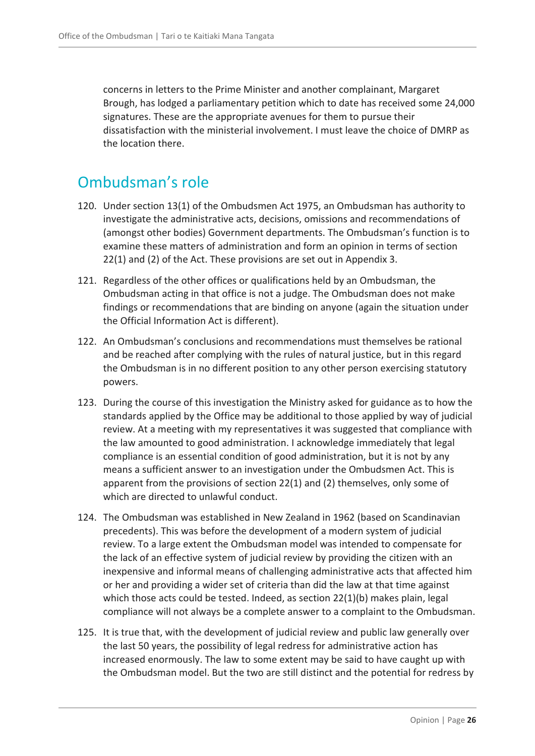concerns in letters to the Prime Minister and another complainant, Margaret Brough, has lodged a parliamentary petition which to date has received some 24,000 signatures. These are the appropriate avenues for them to pursue their dissatisfaction with the ministerial involvement. I must leave the choice of DMRP as the location there.

## Ombudsman's role

120. Under section 13(1) of the Ombudsmen Act 1975, an Ombudsman has authority to investigate the administrative acts, decisions, omissions and recommendations of (amongst other bodies) Government departments. The Ombudsman's function is to examine these matters of administration and form an opinion in terms of section 22(1) and (2) of the Act. These provisions are set out in Appendix 3.

121. Regardless of the other offices or qualifications held by an Ombudsman, the Ombudsman acting in that office is not a judge. The Ombudsman does not make findings or recommendations that are binding on anyone (again the situation under the Official Information Act is different).

122. An Ombudsman's conclusions and recommendations must themselves be rational and be reached after complying with the rules of natural justice, but in this regard the Ombudsman is in no different position to any other person exercising statutory powers.

123. During the course of this investigation the Ministry asked for guidance as to how the standards applied by the Office may be additional to those applied by way of judicial review. At a meeting with my representatives it was suggested that compliance with the law amounted to good administration. I acknowledge immediately that legal compliance is an essential condition of good administration, but it is not by any means a sufficient answer to an investigation under the Ombudsmen Act. This is apparent from the provisions of section 22(1) and (2) themselves, only some of which are directed to unlawful conduct.

124. The Ombudsman was established in New Zealand in 1962 (based on Scandinavian precedents). This was before the development of a modern system of judicial review. To a large extent the Ombudsman model was intended to compensate for the lack of an effective system of judicial review by providing the citizen with an inexpensive and informal means of challenging administrative acts that affected him or her and providing a wider set of criteria than did the law at that time against which those acts could be tested. Indeed, as section 22(1)(b) makes plain, legal compliance will not always be a complete answer to a complaint to the Ombudsman.

125. It is true that, with the development of judicial review and public law generally over the last 50 years, the possibility of legal redress for administrative action has increased enormously. The law to some extent may be said to have caught up with the Ombudsman model. But the two are still distinct and the potential for redress by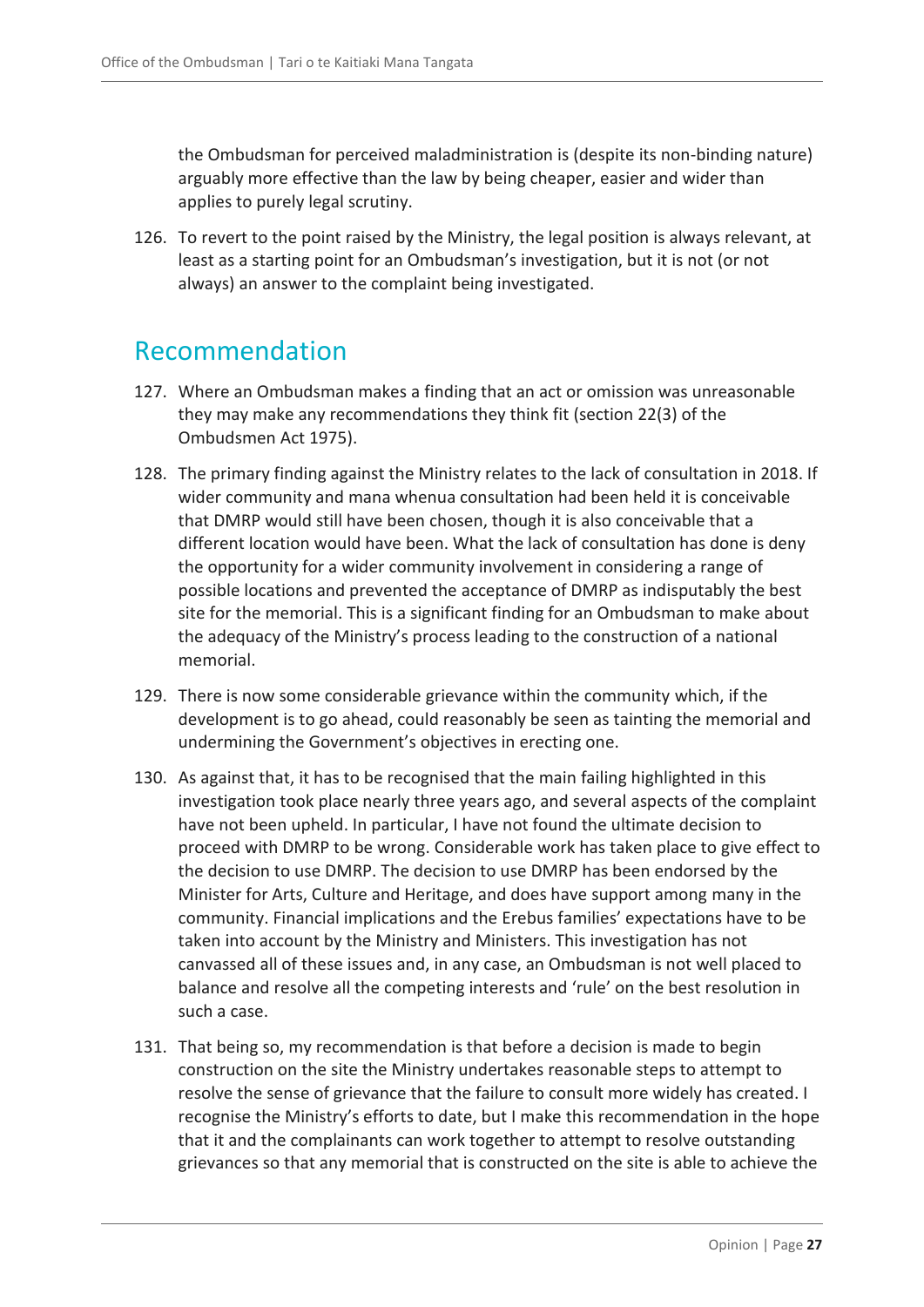the Ombudsman for perceived maladministration is (despite its non-binding nature) arguably more effective than the law by being cheaper, easier and wider than applies to purely legal scrutiny.

126. To revert to the point raised by the Ministry, the legal position is always relevant, at least as a starting point for an Ombudsman's investigation, but it is not (or not always) an answer to the complaint being investigated.

## Recommendation

127. Where an Ombudsman makes a finding that an act or omission was unreasonable they may make any recommendations they think fit (section 22(3) of the Ombudsmen Act 1975).

128. The primary finding against the Ministry relates to the lack of consultation in 2018. If wider community and mana whenua consultation had been held it is conceivable that DMRP would still have been chosen, though it is also conceivable that a different location would have been. What the lack of consultation has done is deny the opportunity for a wider community involvement in considering a range of possible locations and prevented the acceptance of DMRP as indisputably the best site for the memorial. This is a significant finding for an Ombudsman to make about the adequacy of the Ministry's process leading to the construction of a national memorial.

129. There is now some considerable grievance within the community which, if the development is to go ahead, could reasonably be seen as tainting the memorial and undermining the Government's objectives in erecting one.

130. As against that, it has to be recognised that the main failing highlighted in this investigation took place nearly three years ago, and several aspects of the complaint have not been upheld. In particular, I have not found the ultimate decision to proceed with DMRP to be wrong. Considerable work has taken place to give effect to the decision to use DMRP. The decision to use DMRP has been endorsed by the Minister for Arts, Culture and Heritage, and does have support among many in the community. Financial implications and the Erebus families' expectations have to be taken into account by the Ministry and Ministers. This investigation has not canvassed all of these issues and, in any case, an Ombudsman is not well placed to balance and resolve all the competing interests and 'rule' on the best resolution in such a case.

131. That being so, my recommendation is that before a decision is made to begin construction on the site the Ministry undertakes reasonable steps to attempt to resolve the sense of grievance that the failure to consult more widely has created. I recognise the Ministry's efforts to date, but I make this recommendation in the hope that it and the complainants can work together to attempt to resolve outstanding grievances so that any memorial that is constructed on the site is able to achieve the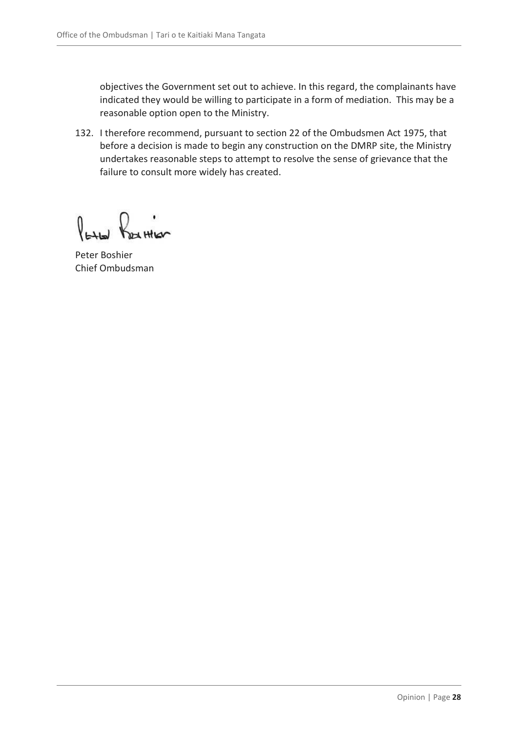objectives the Government set out to achieve. In this regard, the complainants have indicated they would be willing to participate in a form of mediation. This may be a reasonable option open to the Ministry.

132. I therefore recommend, pursuant to section 22 of the Ombudsmen Act 1975, that before a decision is made to begin any construction on the DMRP site, the Ministry undertakes reasonable steps to attempt to resolve the sense of grievance that the failure to consult more widely has created.

Peter Boshier
Chief Ombudsman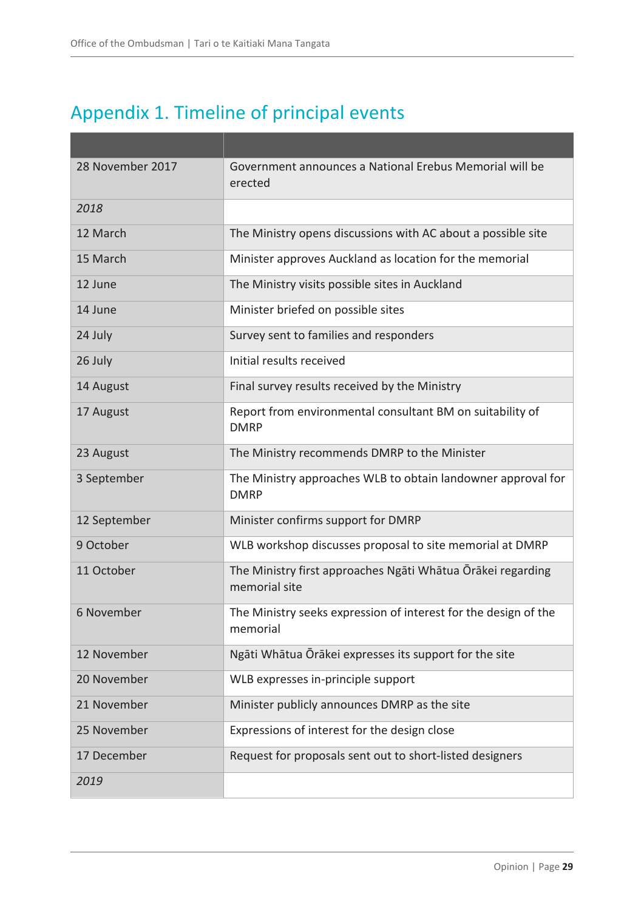# Appendix 1. Timeline of principal events

| | |
|---|---|
| 28 November 2017 | Government announces a National Erebus Memorial will be erected |
| *2018* | |
| 12 March | The Ministry opens discussions with AC about a possible site |
| 15 March | Minister approves Auckland as location for the memorial |
| 12 June | The Ministry visits possible sites in Auckland |
| 14 June | Minister briefed on possible sites |
| 24 July | Survey sent to families and responders |
| 26 July | Initial results received |
| 14 August | Final survey results received by the Ministry |
| 17 August | Report from environmental consultant BM on suitability of DMRP |
| 23 August | The Ministry recommends DMRP to the Minister |
| 3 September | The Ministry approaches WLB to obtain landowner approval for DMRP |
| 12 September | Minister confirms support for DMRP |
| 9 October | WLB workshop discusses proposal to site memorial at DMRP |
| 11 October | The Ministry first approaches Ngāti Whātua Ōrākei regarding memorial site |
| 6 November | The Ministry seeks expression of interest for the design of the memorial |
| 12 November | Ngāti Whātua Ōrākei expresses its support for the site |
| 20 November | WLB expresses in-principle support |
| 21 November | Minister publicly announces DMRP as the site |
| 25 November | Expressions of interest for the design close |
| 17 December | Request for proposals sent out to short-listed designers |
| *2019* | |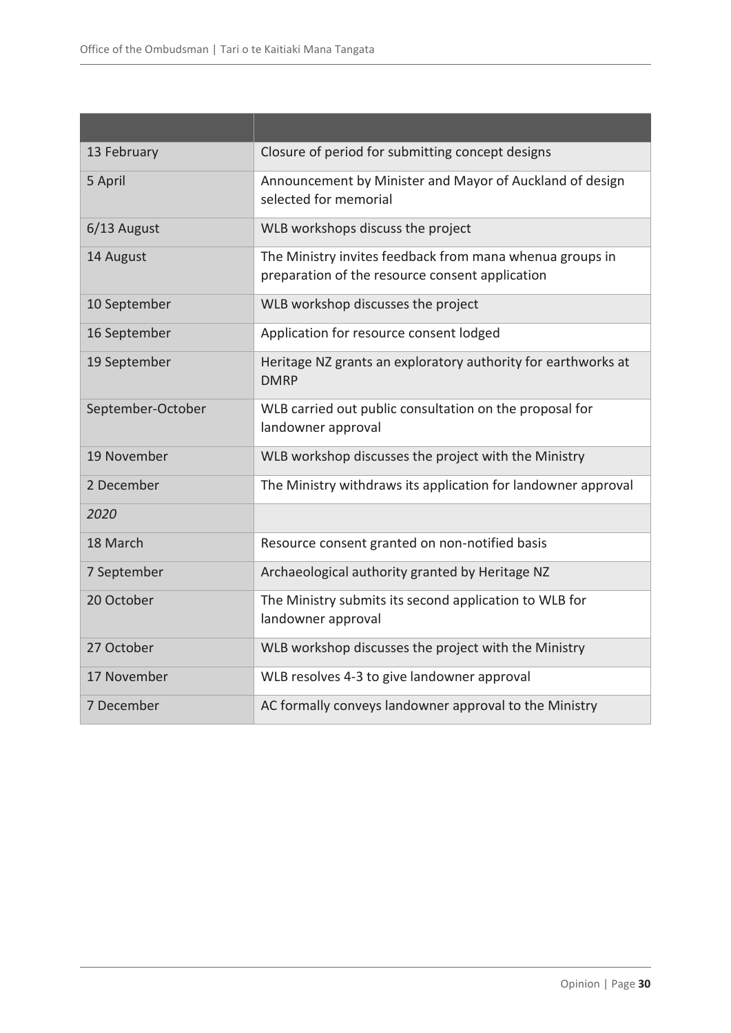| | |
|---|---|
| 13 February | Closure of period for submitting concept designs |
| 5 April | Announcement by Minister and Mayor of Auckland of design selected for memorial |
| 6/13 August | WLB workshops discuss the project |
| 14 August | The Ministry invites feedback from mana whenua groups in preparation of the resource consent application |
| 10 September | WLB workshop discusses the project |
| 16 September | Application for resource consent lodged |
| 19 September | Heritage NZ grants an exploratory authority for earthworks at DMRP |
| September-October | WLB carried out public consultation on the proposal for landowner approval |
| 19 November | WLB workshop discusses the project with the Ministry |
| 2 December | The Ministry withdraws its application for landowner approval |
| *2020* | |
| 18 March | Resource consent granted on non-notified basis |
| 7 September | Archaeological authority granted by Heritage NZ |
| 20 October | The Ministry submits its second application to WLB for landowner approval |
| 27 October | WLB workshop discusses the project with the Ministry |
| 17 November | WLB resolves 4-3 to give landowner approval |
| 7 December | AC formally conveys landowner approval to the Ministry |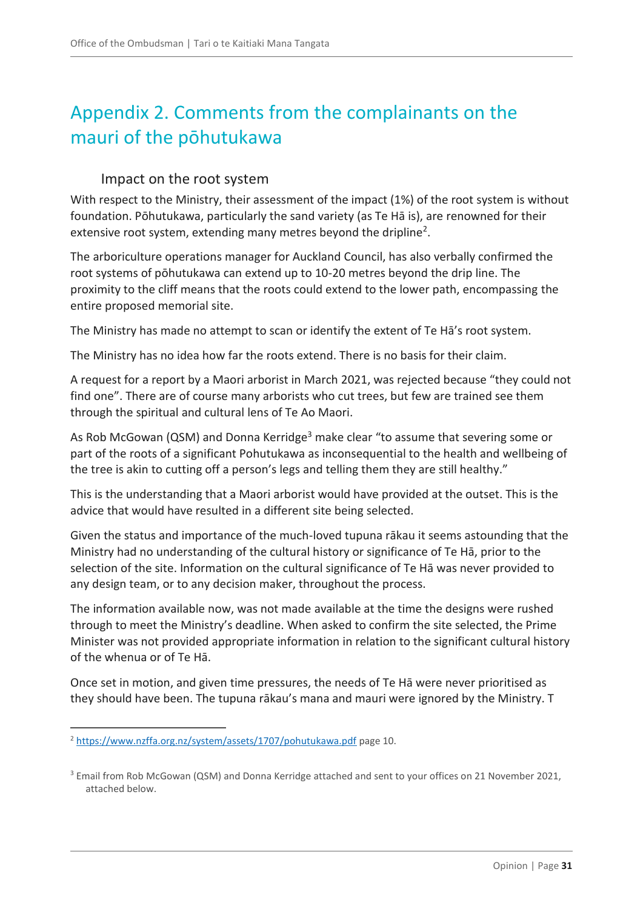# Appendix 2. Comments from the complainants on the mauri of the pōhutukawa

## Impact on the root system

With respect to the Ministry, their assessment of the impact (1%) of the root system is without foundation. Pōhutukawa, particularly the sand variety (as Te Hā is), are renowned for their extensive root system, extending many metres beyond the dripline[2].

The arboriculture operations manager for Auckland Council, has also verbally confirmed the root systems of pōhutukawa can extend up to 10-20 metres beyond the drip line. The proximity to the cliff means that the roots could extend to the lower path, encompassing the entire proposed memorial site.

The Ministry has made no attempt to scan or identify the extent of Te Hā's root system.

The Ministry has no idea how far the roots extend. There is no basis for their claim.

A request for a report by a Maori arborist in March 2021, was rejected because "they could not find one". There are of course many arborists who cut trees, but few are trained see them through the spiritual and cultural lens of Te Ao Maori.

As Rob McGowan (QSM) and Donna Kerridge[3] make clear "to assume that severing some or part of the roots of a significant Pohutukawa as inconsequential to the health and wellbeing of the tree is akin to cutting off a person's legs and telling them they are still healthy."

This is the understanding that a Maori arborist would have provided at the outset. This is the advice that would have resulted in a different site being selected.

Given the status and importance of the much-loved tupuna rākau it seems astounding that the Ministry had no understanding of the cultural history or significance of Te Hā, prior to the selection of the site. Information on the cultural significance of Te Hā was never provided to any design team, or to any decision maker, throughout the process.

The information available now, was not made available at the time the designs were rushed through to meet the Ministry's deadline. When asked to confirm the site selected, the Prime Minister was not provided appropriate information in relation to the significant cultural history of the whenua or of Te Hā.

Once set in motion, and given time pressures, the needs of Te Hā were never prioritised as they should have been. The tupuna rākau's mana and mauri were ignored by the Ministry. T

---

[2] https://www.nzffa.org.nz/system/assets/1707/pohutukawa.pdf page 10.

[3] Email from Rob McGowan (QSM) and Donna Kerridge attached and sent to your offices on 21 November 2021, attached below.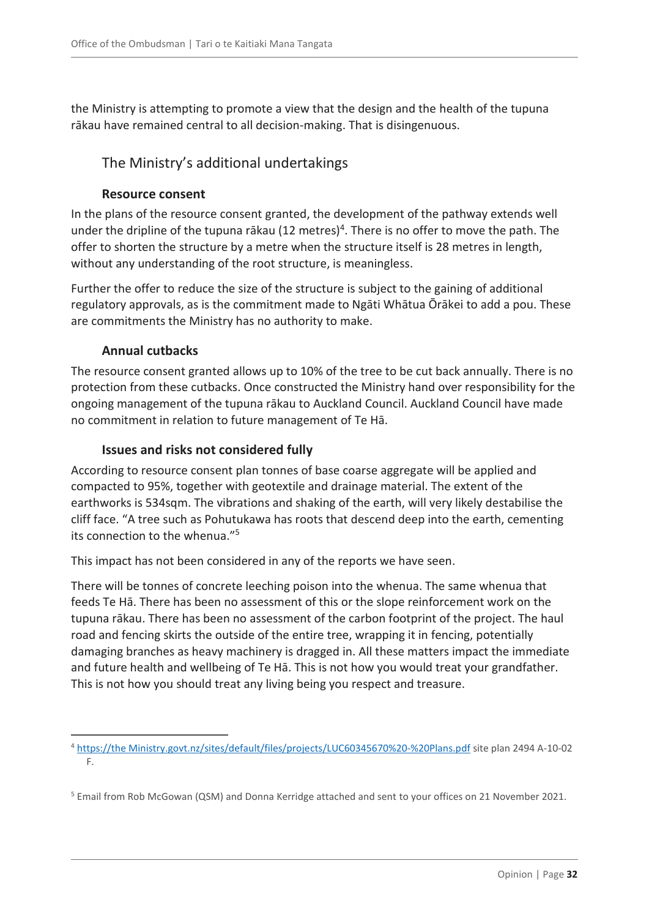the Ministry is attempting to promote a view that the design and the health of the tupuna rākau have remained central to all decision-making. That is disingenuous.

## The Ministry's additional undertakings

### Resource consent

In the plans of the resource consent granted, the development of the pathway extends well under the dripline of the tupuna rākau (12 metres)[4]. There is no offer to move the path. The offer to shorten the structure by a metre when the structure itself is 28 metres in length, without any understanding of the root structure, is meaningless.

Further the offer to reduce the size of the structure is subject to the gaining of additional regulatory approvals, as is the commitment made to Ngāti Whātua Ōrākei to add a pou. These are commitments the Ministry has no authority to make.

### Annual cutbacks

The resource consent granted allows up to 10% of the tree to be cut back annually. There is no protection from these cutbacks. Once constructed the Ministry hand over responsibility for the ongoing management of the tupuna rākau to Auckland Council. Auckland Council have made no commitment in relation to future management of Te Hā.

### Issues and risks not considered fully

According to resource consent plan tonnes of base coarse aggregate will be applied and compacted to 95%, together with geotextile and drainage material. The extent of the earthworks is 534sqm. The vibrations and shaking of the earth, will very likely destabilise the cliff face. "A tree such as Pohutukawa has roots that descend deep into the earth, cementing its connection to the whenua."[5]

This impact has not been considered in any of the reports we have seen.

There will be tonnes of concrete leeching poison into the whenua. The same whenua that feeds Te Hā. There has been no assessment of this or the slope reinforcement work on the tupuna rākau. There has been no assessment of the carbon footprint of the project. The haul road and fencing skirts the outside of the entire tree, wrapping it in fencing, potentially damaging branches as heavy machinery is dragged in. All these matters impact the immediate and future health and wellbeing of Te Hā. This is not how you would treat your grandfather. This is not how you should treat any living being you respect and treasure.

---

[4] https://the Ministry.govt.nz/sites/default/files/projects/LUC60345670%20-%20Plans.pdf site plan 2494 A-10-02 F.

[5] Email from Rob McGowan (QSM) and Donna Kerridge attached and sent to your offices on 21 November 2021.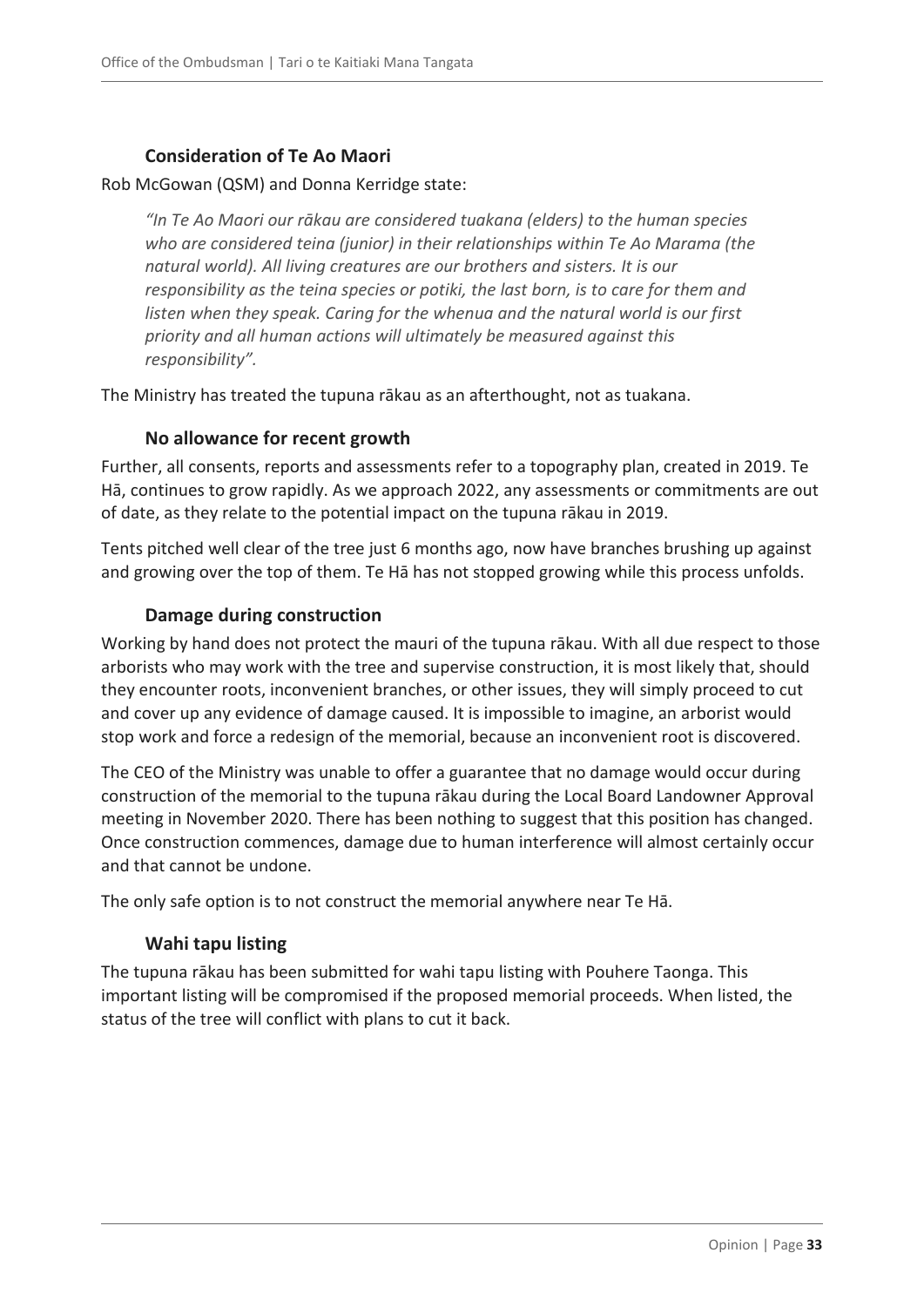### Consideration of Te Ao Maori

Rob McGowan (QSM) and Donna Kerridge state:

> *"In Te Ao Maori our rākau are considered tuakana (elders) to the human species who are considered teina (junior) in their relationships within Te Ao Marama (the natural world). All living creatures are our brothers and sisters. It is our responsibility as the teina species or potiki, the last born, is to care for them and listen when they speak. Caring for the whenua and the natural world is our first priority and all human actions will ultimately be measured against this responsibility".*

The Ministry has treated the tupuna rākau as an afterthought, not as tuakana.

### No allowance for recent growth

Further, all consents, reports and assessments refer to a topography plan, created in 2019. Te Hā, continues to grow rapidly. As we approach 2022, any assessments or commitments are out of date, as they relate to the potential impact on the tupuna rākau in 2019.

Tents pitched well clear of the tree just 6 months ago, now have branches brushing up against and growing over the top of them. Te Hā has not stopped growing while this process unfolds.

### Damage during construction

Working by hand does not protect the mauri of the tupuna rākau. With all due respect to those arborists who may work with the tree and supervise construction, it is most likely that, should they encounter roots, inconvenient branches, or other issues, they will simply proceed to cut and cover up any evidence of damage caused. It is impossible to imagine, an arborist would stop work and force a redesign of the memorial, because an inconvenient root is discovered.

The CEO of the Ministry was unable to offer a guarantee that no damage would occur during construction of the memorial to the tupuna rākau during the Local Board Landowner Approval meeting in November 2020. There has been nothing to suggest that this position has changed. Once construction commences, damage due to human interference will almost certainly occur and that cannot be undone.

The only safe option is to not construct the memorial anywhere near Te Hā.

### Wahi tapu listing

The tupuna rākau has been submitted for wahi tapu listing with Pouhere Taonga. This important listing will be compromised if the proposed memorial proceeds. When listed, the status of the tree will conflict with plans to cut it back.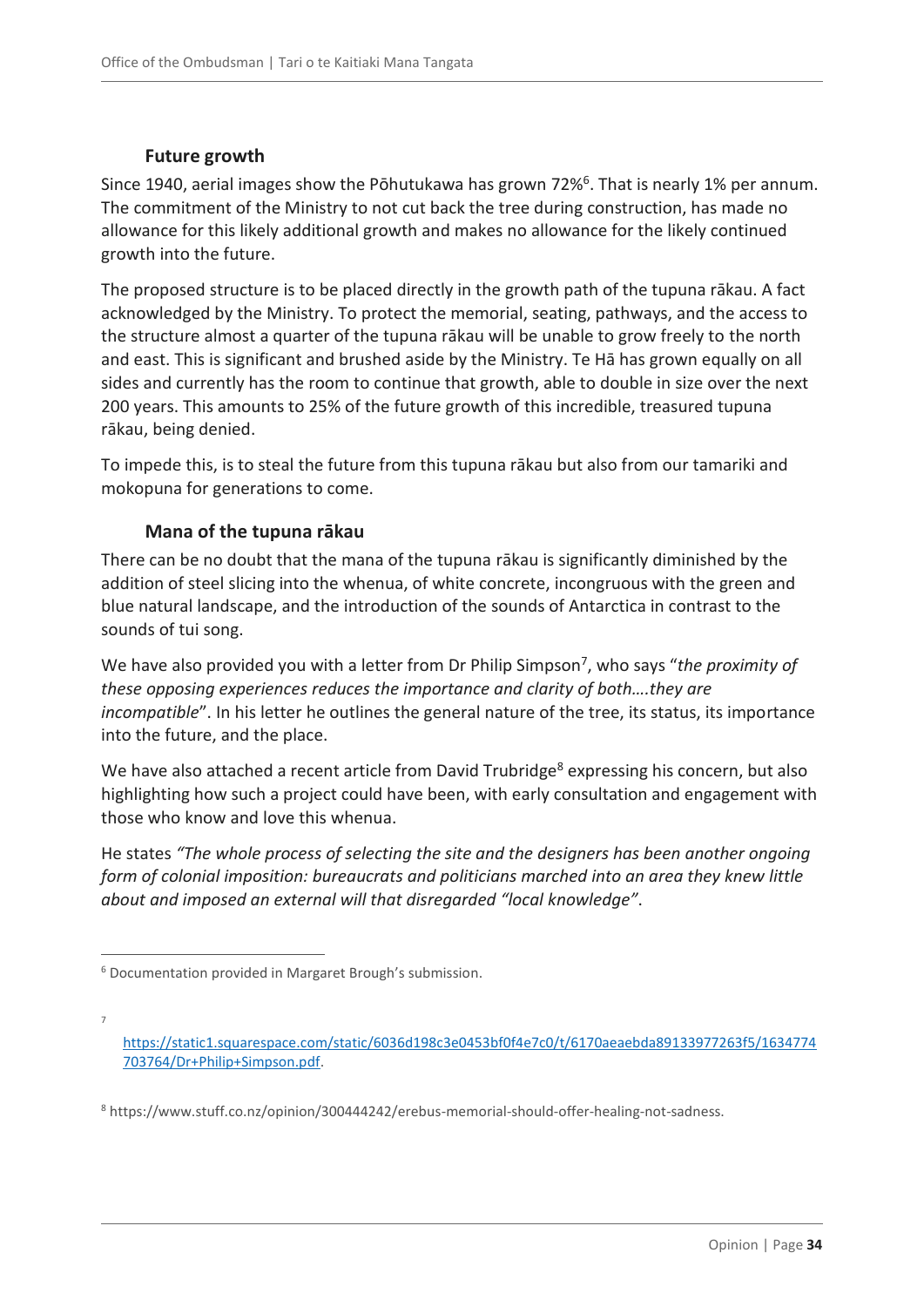### Future growth

Since 1940, aerial images show the Pōhutukawa has grown 72%[6]. That is nearly 1% per annum. The commitment of the Ministry to not cut back the tree during construction, has made no allowance for this likely additional growth and makes no allowance for the likely continued growth into the future.

The proposed structure is to be placed directly in the growth path of the tupuna rākau. A fact acknowledged by the Ministry. To protect the memorial, seating, pathways, and the access to the structure almost a quarter of the tupuna rākau will be unable to grow freely to the north and east. This is significant and brushed aside by the Ministry. Te Hā has grown equally on all sides and currently has the room to continue that growth, able to double in size over the next 200 years. This amounts to 25% of the future growth of this incredible, treasured tupuna rākau, being denied.

To impede this, is to steal the future from this tupuna rākau but also from our tamariki and mokopuna for generations to come.

### Mana of the tupuna rākau

There can be no doubt that the mana of the tupuna rākau is significantly diminished by the addition of steel slicing into the whenua, of white concrete, incongruous with the green and blue natural landscape, and the introduction of the sounds of Antarctica in contrast to the sounds of tui song.

We have also provided you with a letter from Dr Philip Simpson[7], who says "*the proximity of these opposing experiences reduces the importance and clarity of both….they are incompatible*". In his letter he outlines the general nature of the tree, its status, its importance into the future, and the place.

We have also attached a recent article from David Trubridge[8] expressing his concern, but also highlighting how such a project could have been, with early consultation and engagement with those who know and love this whenua.

He states *"The whole process of selecting the site and the designers has been another ongoing form of colonial imposition: bureaucrats and politicians marched into an area they knew little about and imposed an external will that disregarded "local knowledge"*.

---

[6] Documentation provided in Margaret Brough's submission.

[7] https://static1.squarespace.com/static/6036d198c3e0453bf0f4e7c0/t/6170aeaebda89133977263f5/1634774703764/Dr+Philip+Simpson.pdf.

[8] https://www.stuff.co.nz/opinion/300444242/erebus-memorial-should-offer-healing-not-sadness.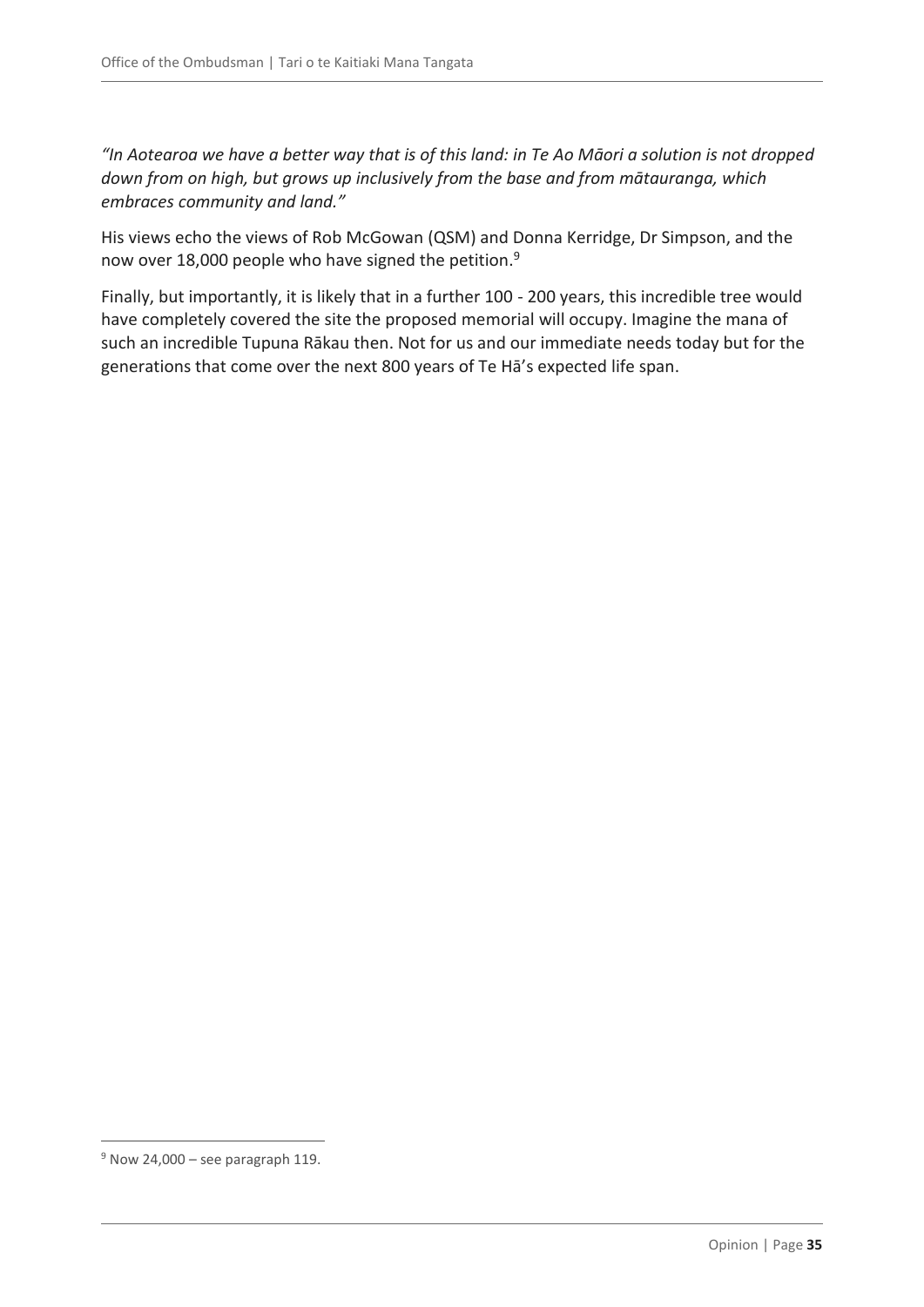*"In Aotearoa we have a better way that is of this land: in Te Ao Māori a solution is not dropped down from on high, but grows up inclusively from the base and from mātauranga, which embraces community and land."*

His views echo the views of Rob McGowan (QSM) and Donna Kerridge, Dr Simpson, and the now over 18,000 people who have signed the petition.[9]

Finally, but importantly, it is likely that in a further 100 - 200 years, this incredible tree would have completely covered the site the proposed memorial will occupy. Imagine the mana of such an incredible Tupuna Rākau then. Not for us and our immediate needs today but for the generations that come over the next 800 years of Te Hā's expected life span.

[9] Now 24,000 – see paragraph 119.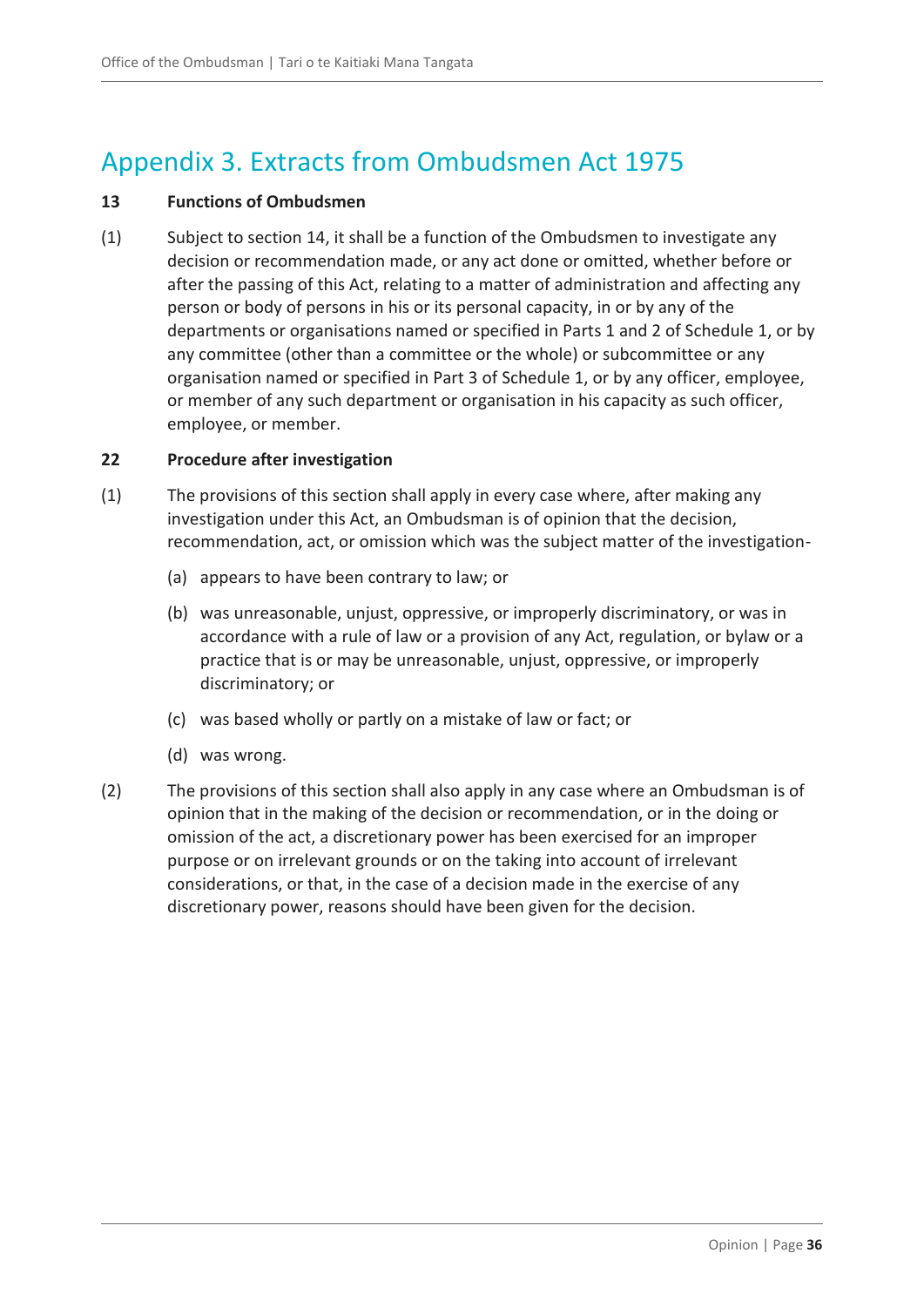# Appendix 3. Extracts from Ombudsmen Act 1975

**13 Functions of Ombudsmen**

(1) Subject to section 14, it shall be a function of the Ombudsmen to investigate any decision or recommendation made, or any act done or omitted, whether before or after the passing of this Act, relating to a matter of administration and affecting any person or body of persons in his or its personal capacity, in or by any of the departments or organisations named or specified in Parts 1 and 2 of Schedule 1, or by any committee (other than a committee or the whole) or subcommittee or any organisation named or specified in Part 3 of Schedule 1, or by any officer, employee, or member of any such department or organisation in his capacity as such officer, employee, or member.

**22 Procedure after investigation**

(1) The provisions of this section shall apply in every case where, after making any investigation under this Act, an Ombudsman is of opinion that the decision, recommendation, act, or omission which was the subject matter of the investigation-

(a) appears to have been contrary to law; or

(b) was unreasonable, unjust, oppressive, or improperly discriminatory, or was in accordance with a rule of law or a provision of any Act, regulation, or bylaw or a practice that is or may be unreasonable, unjust, oppressive, or improperly discriminatory; or

(c) was based wholly or partly on a mistake of law or fact; or

(d) was wrong.

(2) The provisions of this section shall also apply in any case where an Ombudsman is of opinion that in the making of the decision or recommendation, or in the doing or omission of the act, a discretionary power has been exercised for an improper purpose or on irrelevant grounds or on the taking into account of irrelevant considerations, or that, in the case of a decision made in the exercise of any discretionary power, reasons should have been given for the decision.